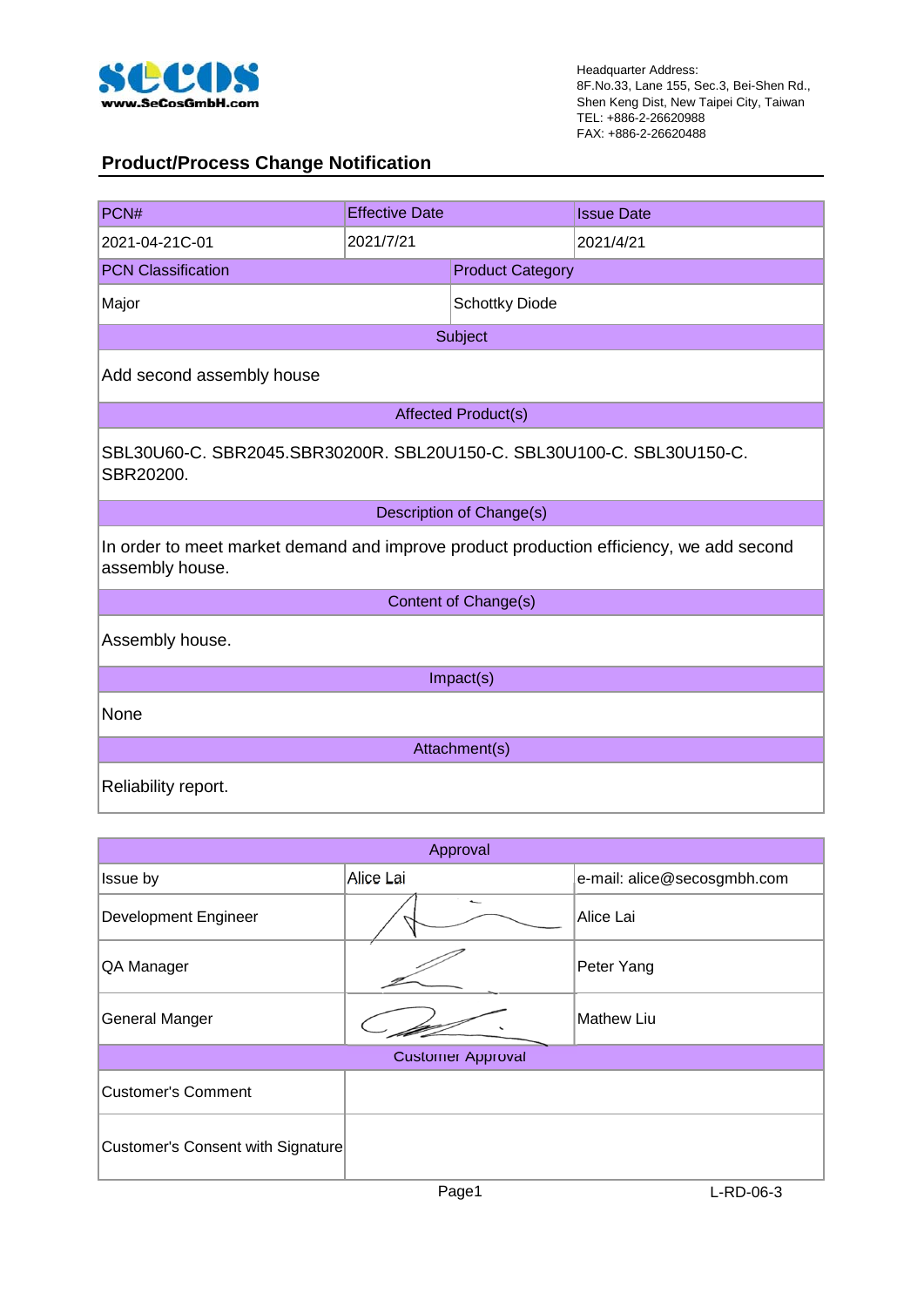SeCoS
www.SeCosGmbH.com

Headquarter Address:
8F.No.33, Lane 155, Sec.3, Bei-Shen Rd.,
Shen Keng Dist, New Taipei City, Taiwan
TEL: +886-2-26620988
FAX: +886-2-26620488

## Product/Process Change Notification

| PCN# | Effective Date | Issue Date |
|---|---|---|
| 2021-04-21C-01 | 2021/7/21 | 2021/4/21 |

| PCN Classification | Product Category |
|---|---|
| Major | Schottky Diode |

| Subject |
|---|
| Add second assembly house |

| Affected Product(s) |
|---|
| SBL30U60-C. SBR2045.SBR30200R. SBL20U150-C. SBL30U100-C. SBL30U150-C. SBR20200. |

| Description of Change(s) |
|---|
| In order to meet market demand and improve product production efficiency, we add second assembly house. |

| Content of Change(s) |
|---|
| Assembly house. |

| Impact(s) |
|---|
| None |

| Attachment(s) |
|---|
| Reliability report. |

| Approval | | |
|---|---|---|
| Issue by | Alice Lai | e-mail: alice@secosgmbh.com |
| Development Engineer | (signature) | Alice Lai |
| QA Manager | (signature) | Peter Yang |
| General Manger | (signature) | Mathew Liu |

| Customer Approval | |
|---|---|
| Customer's Comment | |
| Customer's Consent with Signature | |

L-RD-06-3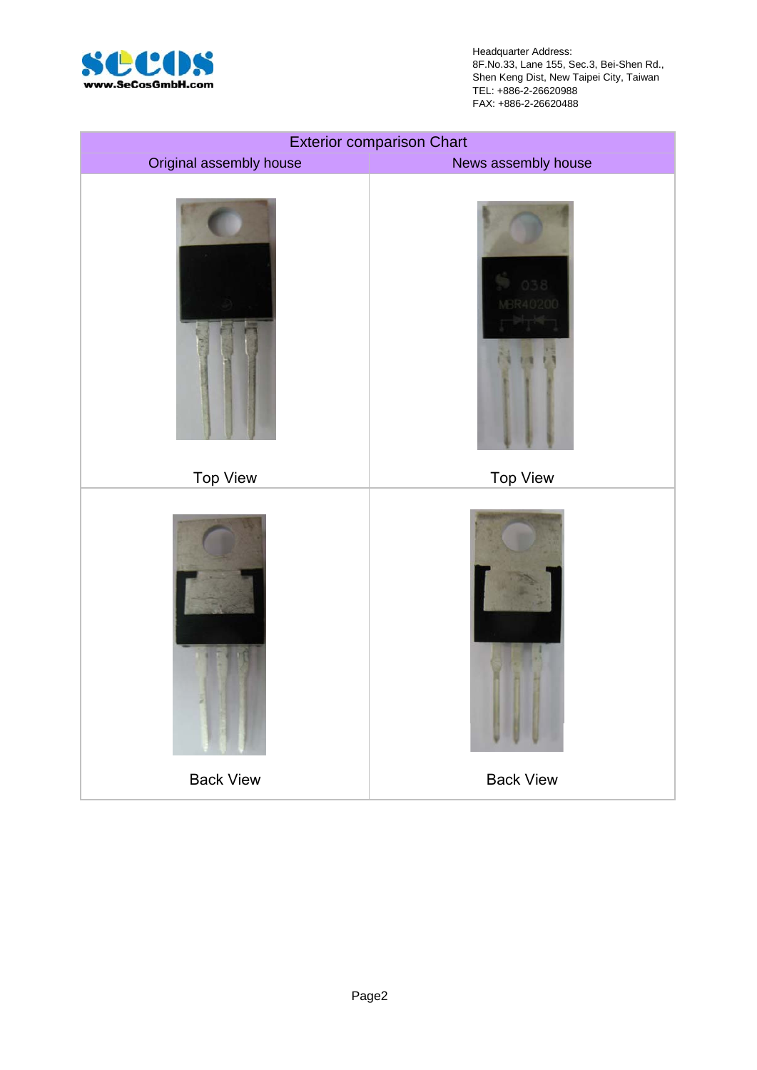| Exterior comparison Chart | |
|---|---|
| Original assembly house | News assembly house |
| Top View | Top View |
| Back View | Back View |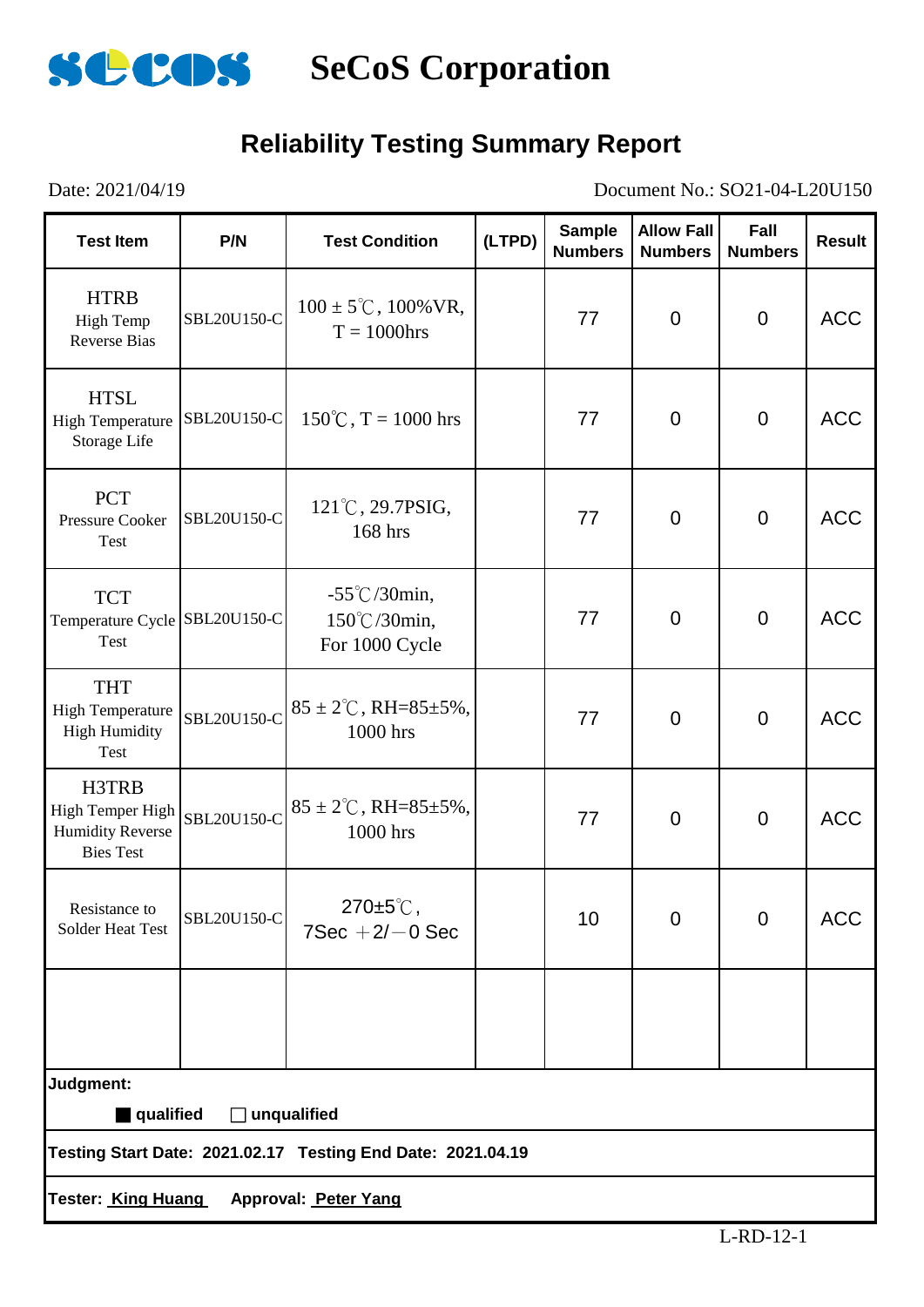SeCoS Corporation

# Reliability Testing Summary Report

Date: 2021/04/19

Document No.: SO21-04-L20U150

| Test Item | P/N | Test Condition | (LTPD) | Sample Numbers | Allow Fall Numbers | Fall Numbers | Result |
|---|---|---|---|---|---|---|---|
| HTRB High Temp Reverse Bias | SBL20U150-C | 100 ± 5℃, 100%VR, T = 1000hrs | | 77 | 0 | 0 | ACC |
| HTSL High Temperature Storage Life | SBL20U150-C | 150℃, T = 1000 hrs | | 77 | 0 | 0 | ACC |
| PCT Pressure Cooker Test | SBL20U150-C | 121℃, 29.7PSIG, 168 hrs | | 77 | 0 | 0 | ACC |
| TCT Temperature Cycle Test | SBL20U150-C | -55℃/30min, 150℃/30min, For 1000 Cycle | | 77 | 0 | 0 | ACC |
| THT High Temperature High Humidity Test | SBL20U150-C | 85 ± 2℃, RH=85±5%, 1000 hrs | | 77 | 0 | 0 | ACC |
| H3TRB High Temper High Humidity Reverse Bies Test | SBL20U150-C | 85 ± 2℃, RH=85±5%, 1000 hrs | | 77 | 0 | 0 | ACC |
| Resistance to Solder Heat Test | SBL20U150-C | 270±5℃, 7Sec ＋2/－0 Sec | | 10 | 0 | 0 | ACC |
| | | | | | | | |

**Judgment:**

■ **qualified** □ **unqualified**

**Testing Start Date: 2021.02.17 Testing End Date: 2021.04.19**

**Tester: King Huang Approval: Peter Yang**

L-RD-12-1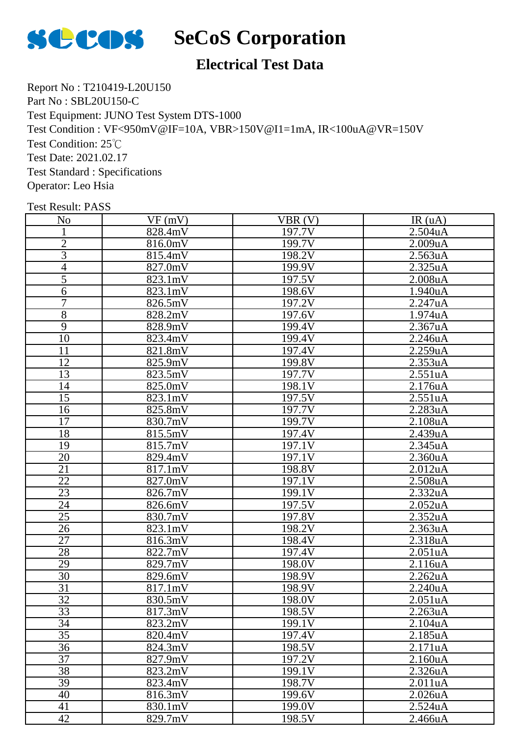# SeCoS Corporation

## Electrical Test Data

Report No : T210419-L20U150
Part No : SBL20U150-C
Test Equipment: JUNO Test System DTS-1000
Test Condition : VF<950mV@IF=10A, VBR>150V@I1=1mA, IR<100uA@VR=150V
Test Condition: 25℃
Test Date: 2021.02.17
Test Standard : Specifications
Operator: Leo Hsia

Test Result: PASS

| No | VF (mV) | VBR (V) | IR (uA) |
|---|---|---|---|
| 1 | 828.4mV | 197.7V | 2.504uA |
| 2 | 816.0mV | 199.7V | 2.009uA |
| 3 | 815.4mV | 198.2V | 2.563uA |
| 4 | 827.0mV | 199.9V | 2.325uA |
| 5 | 823.1mV | 197.5V | 2.008uA |
| 6 | 823.1mV | 198.6V | 1.940uA |
| 7 | 826.5mV | 197.2V | 2.247uA |
| 8 | 828.2mV | 197.6V | 1.974uA |
| 9 | 828.9mV | 199.4V | 2.367uA |
| 10 | 823.4mV | 199.4V | 2.246uA |
| 11 | 821.8mV | 197.4V | 2.259uA |
| 12 | 825.9mV | 199.8V | 2.353uA |
| 13 | 823.5mV | 197.7V | 2.551uA |
| 14 | 825.0mV | 198.1V | 2.176uA |
| 15 | 823.1mV | 197.5V | 2.551uA |
| 16 | 825.8mV | 197.7V | 2.283uA |
| 17 | 830.7mV | 199.7V | 2.108uA |
| 18 | 815.5mV | 197.4V | 2.439uA |
| 19 | 815.7mV | 197.1V | 2.345uA |
| 20 | 829.4mV | 197.1V | 2.360uA |
| 21 | 817.1mV | 198.8V | 2.012uA |
| 22 | 827.0mV | 197.1V | 2.508uA |
| 23 | 826.7mV | 199.1V | 2.332uA |
| 24 | 826.6mV | 197.5V | 2.052uA |
| 25 | 830.7mV | 197.8V | 2.352uA |
| 26 | 823.1mV | 198.2V | 2.363uA |
| 27 | 816.3mV | 198.4V | 2.318uA |
| 28 | 822.7mV | 197.4V | 2.051uA |
| 29 | 829.7mV | 198.0V | 2.116uA |
| 30 | 829.6mV | 198.9V | 2.262uA |
| 31 | 817.1mV | 198.9V | 2.240uA |
| 32 | 830.5mV | 198.0V | 2.051uA |
| 33 | 817.3mV | 198.5V | 2.263uA |
| 34 | 823.2mV | 199.1V | 2.104uA |
| 35 | 820.4mV | 197.4V | 2.185uA |
| 36 | 824.3mV | 198.5V | 2.171uA |
| 37 | 827.9mV | 197.2V | 2.160uA |
| 38 | 823.2mV | 199.1V | 2.326uA |
| 39 | 823.4mV | 198.7V | 2.011uA |
| 40 | 816.3mV | 199.6V | 2.026uA |
| 41 | 830.1mV | 199.0V | 2.524uA |
| 42 | 829.7mV | 198.5V | 2.466uA |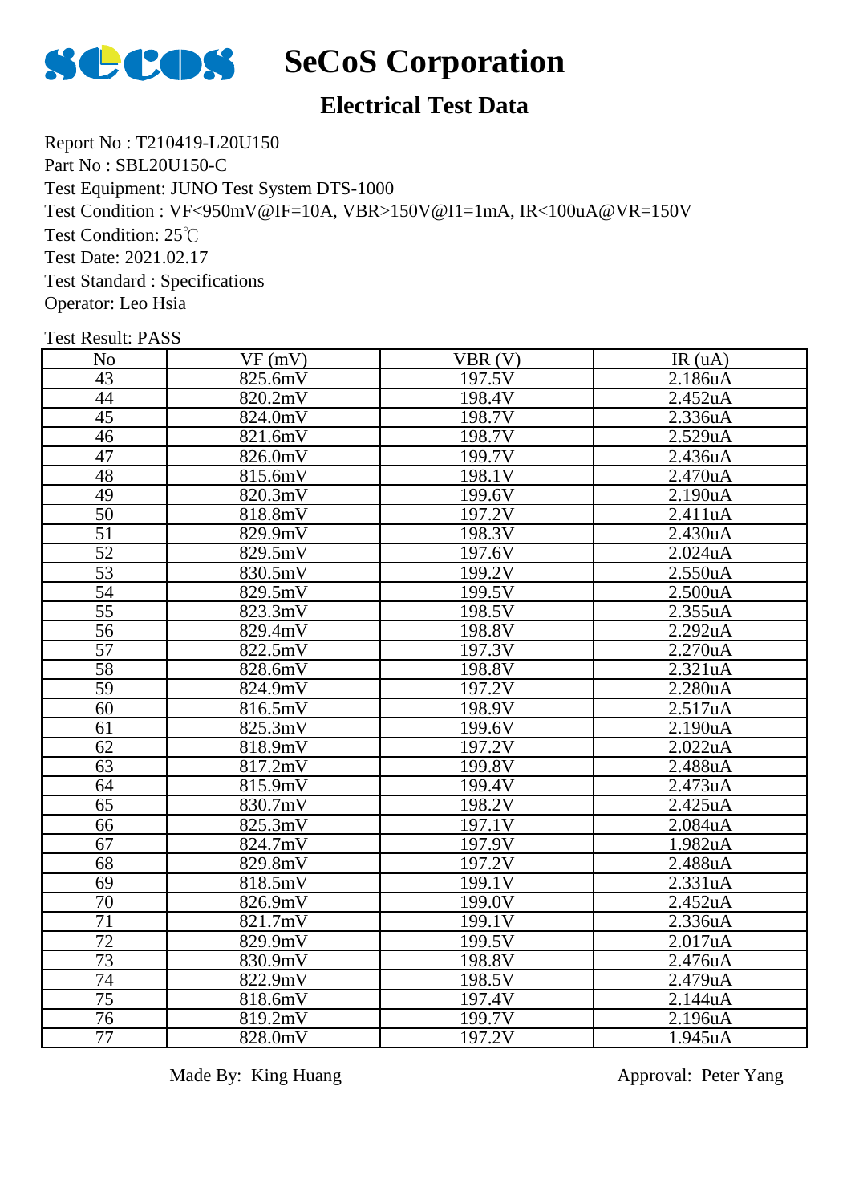# SeCoS Corporation

## Electrical Test Data

Report No : T210419-L20U150
Part No : SBL20U150-C
Test Equipment: JUNO Test System DTS-1000
Test Condition : VF<950mV@IF=10A, VBR>150V@I1=1mA, IR<100uA@VR=150V
Test Condition: 25℃
Test Date: 2021.02.17
Test Standard : Specifications
Operator: Leo Hsia

Test Result: PASS

| No | VF (mV) | VBR (V) | IR (uA) |
|---|---|---|---|
| 43 | 825.6mV | 197.5V | 2.186uA |
| 44 | 820.2mV | 198.4V | 2.452uA |
| 45 | 824.0mV | 198.7V | 2.336uA |
| 46 | 821.6mV | 198.7V | 2.529uA |
| 47 | 826.0mV | 199.7V | 2.436uA |
| 48 | 815.6mV | 198.1V | 2.470uA |
| 49 | 820.3mV | 199.6V | 2.190uA |
| 50 | 818.8mV | 197.2V | 2.411uA |
| 51 | 829.9mV | 198.3V | 2.430uA |
| 52 | 829.5mV | 197.6V | 2.024uA |
| 53 | 830.5mV | 199.2V | 2.550uA |
| 54 | 829.5mV | 199.5V | 2.500uA |
| 55 | 823.3mV | 198.5V | 2.355uA |
| 56 | 829.4mV | 198.8V | 2.292uA |
| 57 | 822.5mV | 197.3V | 2.270uA |
| 58 | 828.6mV | 198.8V | 2.321uA |
| 59 | 824.9mV | 197.2V | 2.280uA |
| 60 | 816.5mV | 198.9V | 2.517uA |
| 61 | 825.3mV | 199.6V | 2.190uA |
| 62 | 818.9mV | 197.2V | 2.022uA |
| 63 | 817.2mV | 199.8V | 2.488uA |
| 64 | 815.9mV | 199.4V | 2.473uA |
| 65 | 830.7mV | 198.2V | 2.425uA |
| 66 | 825.3mV | 197.1V | 2.084uA |
| 67 | 824.7mV | 197.9V | 1.982uA |
| 68 | 829.8mV | 197.2V | 2.488uA |
| 69 | 818.5mV | 199.1V | 2.331uA |
| 70 | 826.9mV | 199.0V | 2.452uA |
| 71 | 821.7mV | 199.1V | 2.336uA |
| 72 | 829.9mV | 199.5V | 2.017uA |
| 73 | 830.9mV | 198.8V | 2.476uA |
| 74 | 822.9mV | 198.5V | 2.479uA |
| 75 | 818.6mV | 197.4V | 2.144uA |
| 76 | 819.2mV | 199.7V | 2.196uA |
| 77 | 828.0mV | 197.2V | 1.945uA |

Made By: King Huang　　　　Approval: Peter Yang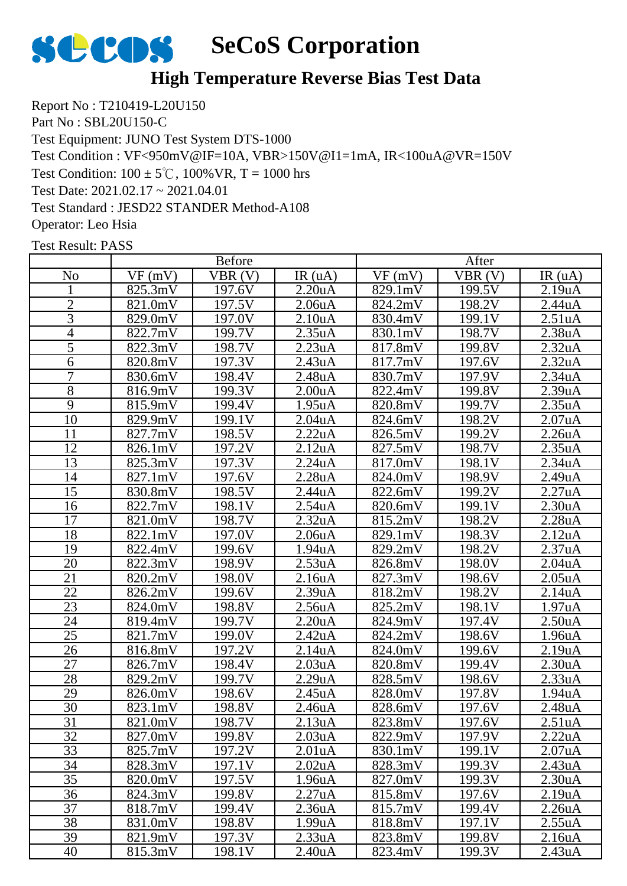# SeCoS Corporation

## High Temperature Reverse Bias Test Data

Report No : T210419-L20U150
Part No : SBL20U150-C
Test Equipment: JUNO Test System DTS-1000
Test Condition : VF<950mV@IF=10A, VBR>150V@I1=1mA, IR<100uA@VR=150V
Test Condition: 100 ± 5℃, 100%VR, T = 1000 hrs
Test Date: 2021.02.17 ~ 2021.04.01
Test Standard : JESD22 STANDER Method-A108
Operator: Leo Hsia

Test Result: PASS

| | Before | | | After | | |
|---|---|---|---|---|---|---|
| No | VF (mV) | VBR (V) | IR (uA) | VF (mV) | VBR (V) | IR (uA) |
| 1 | 825.3mV | 197.6V | 2.20uA | 829.1mV | 199.5V | 2.19uA |
| 2 | 821.0mV | 197.5V | 2.06uA | 824.2mV | 198.2V | 2.44uA |
| 3 | 829.0mV | 197.0V | 2.10uA | 830.4mV | 199.1V | 2.51uA |
| 4 | 822.7mV | 199.7V | 2.35uA | 830.1mV | 198.7V | 2.38uA |
| 5 | 822.3mV | 198.7V | 2.23uA | 817.8mV | 199.8V | 2.32uA |
| 6 | 820.8mV | 197.3V | 2.43uA | 817.7mV | 197.6V | 2.32uA |
| 7 | 830.6mV | 198.4V | 2.48uA | 830.7mV | 197.9V | 2.34uA |
| 8 | 816.9mV | 199.3V | 2.00uA | 822.4mV | 199.8V | 2.39uA |
| 9 | 815.9mV | 199.4V | 1.95uA | 820.8mV | 199.7V | 2.35uA |
| 10 | 829.9mV | 199.1V | 2.04uA | 824.6mV | 198.2V | 2.07uA |
| 11 | 827.7mV | 198.5V | 2.22uA | 826.5mV | 199.2V | 2.26uA |
| 12 | 826.1mV | 197.2V | 2.12uA | 827.5mV | 198.7V | 2.35uA |
| 13 | 825.3mV | 197.3V | 2.24uA | 817.0mV | 198.1V | 2.34uA |
| 14 | 827.1mV | 197.6V | 2.28uA | 824.0mV | 198.9V | 2.49uA |
| 15 | 830.8mV | 198.5V | 2.44uA | 822.6mV | 199.2V | 2.27uA |
| 16 | 822.7mV | 198.1V | 2.54uA | 820.6mV | 199.1V | 2.30uA |
| 17 | 821.0mV | 198.7V | 2.32uA | 815.2mV | 198.2V | 2.28uA |
| 18 | 822.1mV | 197.0V | 2.06uA | 829.1mV | 198.3V | 2.12uA |
| 19 | 822.4mV | 199.6V | 1.94uA | 829.2mV | 198.2V | 2.37uA |
| 20 | 822.3mV | 198.9V | 2.53uA | 826.8mV | 198.0V | 2.04uA |
| 21 | 820.2mV | 198.0V | 2.16uA | 827.3mV | 198.6V | 2.05uA |
| 22 | 826.2mV | 199.6V | 2.39uA | 818.2mV | 198.2V | 2.14uA |
| 23 | 824.0mV | 198.8V | 2.56uA | 825.2mV | 198.1V | 1.97uA |
| 24 | 819.4mV | 199.7V | 2.20uA | 824.9mV | 197.4V | 2.50uA |
| 25 | 821.7mV | 199.0V | 2.42uA | 824.2mV | 198.6V | 1.96uA |
| 26 | 816.8mV | 197.2V | 2.14uA | 824.0mV | 199.6V | 2.19uA |
| 27 | 826.7mV | 198.4V | 2.03uA | 820.8mV | 199.4V | 2.30uA |
| 28 | 829.2mV | 199.7V | 2.29uA | 828.5mV | 198.6V | 2.33uA |
| 29 | 826.0mV | 198.6V | 2.45uA | 828.0mV | 197.8V | 1.94uA |
| 30 | 823.1mV | 198.8V | 2.46uA | 828.6mV | 197.6V | 2.48uA |
| 31 | 821.0mV | 198.7V | 2.13uA | 823.8mV | 197.6V | 2.51uA |
| 32 | 827.0mV | 199.8V | 2.03uA | 822.9mV | 197.9V | 2.22uA |
| 33 | 825.7mV | 197.2V | 2.01uA | 830.1mV | 199.1V | 2.07uA |
| 34 | 828.3mV | 197.1V | 2.02uA | 828.3mV | 199.3V | 2.43uA |
| 35 | 820.0mV | 197.5V | 1.96uA | 827.0mV | 199.3V | 2.30uA |
| 36 | 824.3mV | 199.8V | 2.27uA | 815.8mV | 197.6V | 2.19uA |
| 37 | 818.7mV | 199.4V | 2.36uA | 815.7mV | 199.4V | 2.26uA |
| 38 | 831.0mV | 198.8V | 1.99uA | 818.8mV | 197.1V | 2.55uA |
| 39 | 821.9mV | 197.3V | 2.33uA | 823.8mV | 199.8V | 2.16uA |
| 40 | 815.3mV | 198.1V | 2.40uA | 823.4mV | 199.3V | 2.43uA |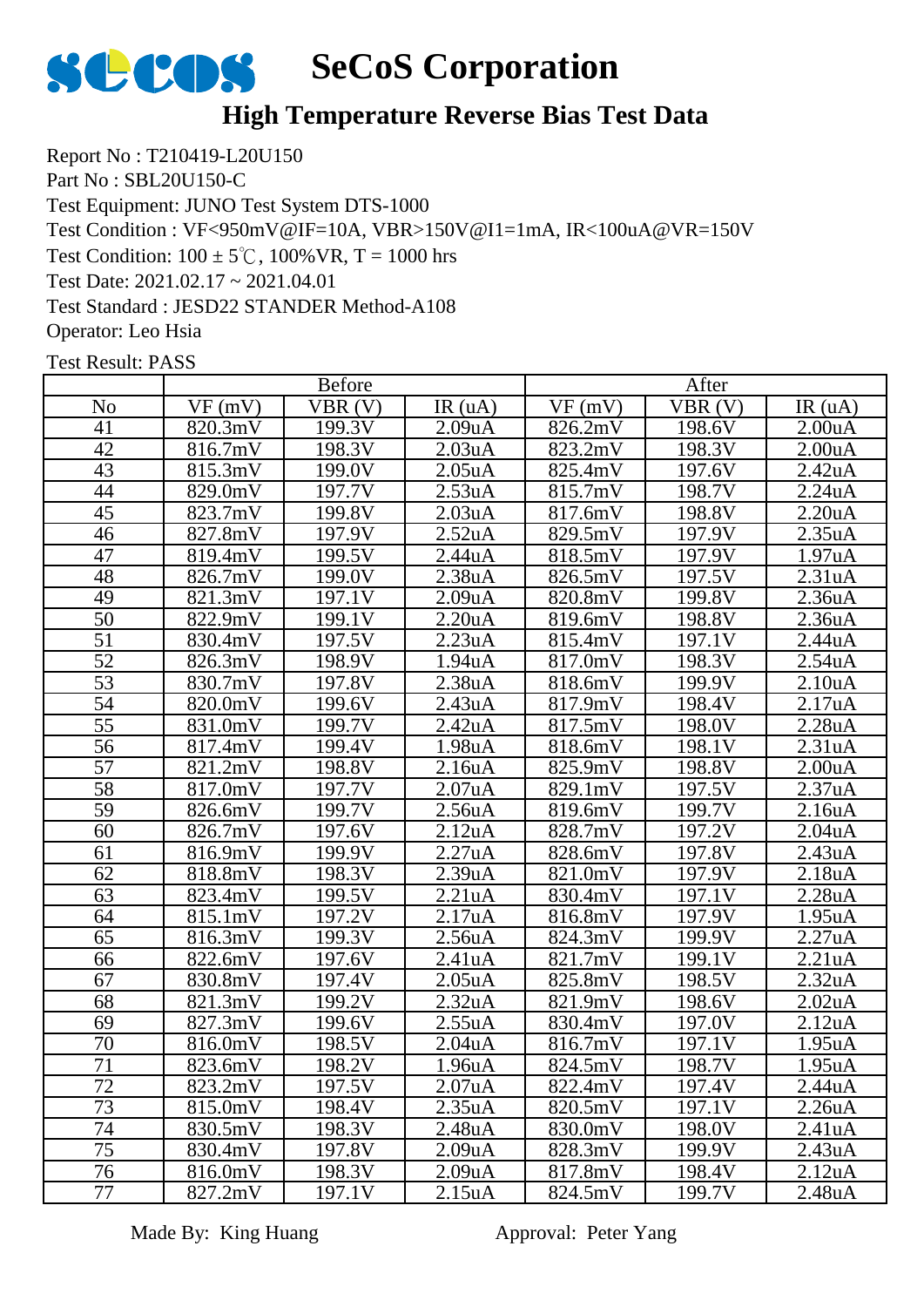# SeCoS Corporation

## High Temperature Reverse Bias Test Data

Report No : T210419-L20U150
Part No : SBL20U150-C
Test Equipment: JUNO Test System DTS-1000
Test Condition : VF<950mV@IF=10A, VBR>150V@I1=1mA, IR<100uA@VR=150V
Test Condition: 100 ± 5℃, 100%VR, T = 1000 hrs
Test Date: 2021.02.17 ~ 2021.04.01
Test Standard : JESD22 STANDER Method-A108
Operator: Leo Hsia

Test Result: PASS

| | Before | | | After | | |
|---|---|---|---|---|---|---|
| No | VF (mV) | VBR (V) | IR (uA) | VF (mV) | VBR (V) | IR (uA) |
| 41 | 820.3mV | 199.3V | 2.09uA | 826.2mV | 198.6V | 2.00uA |
| 42 | 816.7mV | 198.3V | 2.03uA | 823.2mV | 198.3V | 2.00uA |
| 43 | 815.3mV | 199.0V | 2.05uA | 825.4mV | 197.6V | 2.42uA |
| 44 | 829.0mV | 197.7V | 2.53uA | 815.7mV | 198.7V | 2.24uA |
| 45 | 823.7mV | 199.8V | 2.03uA | 817.6mV | 198.8V | 2.20uA |
| 46 | 827.8mV | 197.9V | 2.52uA | 829.5mV | 197.9V | 2.35uA |
| 47 | 819.4mV | 199.5V | 2.44uA | 818.5mV | 197.9V | 1.97uA |
| 48 | 826.7mV | 199.0V | 2.38uA | 826.5mV | 197.5V | 2.31uA |
| 49 | 821.3mV | 197.1V | 2.09uA | 820.8mV | 199.8V | 2.36uA |
| 50 | 822.9mV | 199.1V | 2.20uA | 819.6mV | 198.8V | 2.36uA |
| 51 | 830.4mV | 197.5V | 2.23uA | 815.4mV | 197.1V | 2.44uA |
| 52 | 826.3mV | 198.9V | 1.94uA | 817.0mV | 198.3V | 2.54uA |
| 53 | 830.7mV | 197.8V | 2.38uA | 818.6mV | 199.9V | 2.10uA |
| 54 | 820.0mV | 199.6V | 2.43uA | 817.9mV | 198.4V | 2.17uA |
| 55 | 831.0mV | 199.7V | 2.42uA | 817.5mV | 198.0V | 2.28uA |
| 56 | 817.4mV | 199.4V | 1.98uA | 818.6mV | 198.1V | 2.31uA |
| 57 | 821.2mV | 198.8V | 2.16uA | 825.9mV | 198.8V | 2.00uA |
| 58 | 817.0mV | 197.7V | 2.07uA | 829.1mV | 197.5V | 2.37uA |
| 59 | 826.6mV | 199.7V | 2.56uA | 819.6mV | 199.7V | 2.16uA |
| 60 | 826.7mV | 197.6V | 2.12uA | 828.7mV | 197.2V | 2.04uA |
| 61 | 816.9mV | 199.9V | 2.27uA | 828.6mV | 197.8V | 2.43uA |
| 62 | 818.8mV | 198.3V | 2.39uA | 821.0mV | 197.9V | 2.18uA |
| 63 | 823.4mV | 199.5V | 2.21uA | 830.4mV | 197.1V | 2.28uA |
| 64 | 815.1mV | 197.2V | 2.17uA | 816.8mV | 197.9V | 1.95uA |
| 65 | 816.3mV | 199.3V | 2.56uA | 824.3mV | 199.9V | 2.27uA |
| 66 | 822.6mV | 197.6V | 2.41uA | 821.7mV | 199.1V | 2.21uA |
| 67 | 830.8mV | 197.4V | 2.05uA | 825.8mV | 198.5V | 2.32uA |
| 68 | 821.3mV | 199.2V | 2.32uA | 821.9mV | 198.6V | 2.02uA |
| 69 | 827.3mV | 199.6V | 2.55uA | 830.4mV | 197.0V | 2.12uA |
| 70 | 816.0mV | 198.5V | 2.04uA | 816.7mV | 197.1V | 1.95uA |
| 71 | 823.6mV | 198.2V | 1.96uA | 824.5mV | 198.7V | 1.95uA |
| 72 | 823.2mV | 197.5V | 2.07uA | 822.4mV | 197.4V | 2.44uA |
| 73 | 815.0mV | 198.4V | 2.35uA | 820.5mV | 197.1V | 2.26uA |
| 74 | 830.5mV | 198.3V | 2.48uA | 830.0mV | 198.0V | 2.41uA |
| 75 | 830.4mV | 197.8V | 2.09uA | 828.3mV | 199.9V | 2.43uA |
| 76 | 816.0mV | 198.3V | 2.09uA | 817.8mV | 198.4V | 2.12uA |
| 77 | 827.2mV | 197.1V | 2.15uA | 824.5mV | 199.7V | 2.48uA |

Made By: King Huang　　　　　　　　Approval: Peter Yang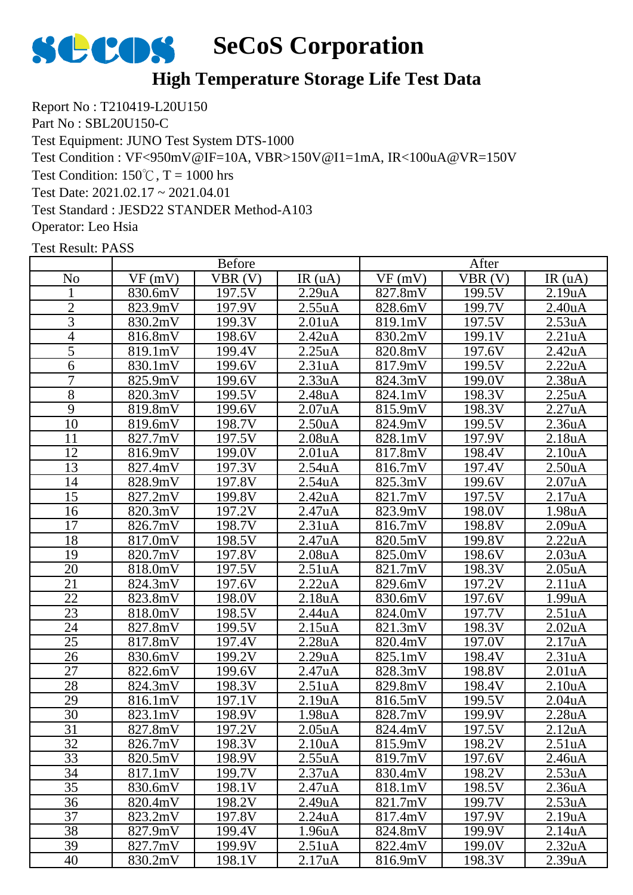# SeCoS Corporation

## High Temperature Storage Life Test Data

Report No : T210419-L20U150
Part No : SBL20U150-C
Test Equipment: JUNO Test System DTS-1000
Test Condition : VF<950mV@IF=10A, VBR>150V@I1=1mA, IR<100uA@VR=150V
Test Condition: 150℃, T = 1000 hrs
Test Date: 2021.02.17 ~ 2021.04.01
Test Standard : JESD22 STANDER Method-A103
Operator: Leo Hsia

Test Result: PASS

| | Before | | | After | | |
|---|---|---|---|---|---|---|
| No | VF (mV) | VBR (V) | IR (uA) | VF (mV) | VBR (V) | IR (uA) |
| 1 | 830.6mV | 197.5V | 2.29uA | 827.8mV | 199.5V | 2.19uA |
| 2 | 823.9mV | 197.9V | 2.55uA | 828.6mV | 199.7V | 2.40uA |
| 3 | 830.2mV | 199.3V | 2.01uA | 819.1mV | 197.5V | 2.53uA |
| 4 | 816.8mV | 198.6V | 2.42uA | 830.2mV | 199.1V | 2.21uA |
| 5 | 819.1mV | 199.4V | 2.25uA | 820.8mV | 197.6V | 2.42uA |
| 6 | 830.1mV | 199.6V | 2.31uA | 817.9mV | 199.5V | 2.22uA |
| 7 | 825.9mV | 199.6V | 2.33uA | 824.3mV | 199.0V | 2.38uA |
| 8 | 820.3mV | 199.5V | 2.48uA | 824.1mV | 198.3V | 2.25uA |
| 9 | 819.8mV | 199.6V | 2.07uA | 815.9mV | 198.3V | 2.27uA |
| 10 | 819.6mV | 198.7V | 2.50uA | 824.9mV | 199.5V | 2.36uA |
| 11 | 827.7mV | 197.5V | 2.08uA | 828.1mV | 197.9V | 2.18uA |
| 12 | 816.9mV | 199.0V | 2.01uA | 817.8mV | 198.4V | 2.10uA |
| 13 | 827.4mV | 197.3V | 2.54uA | 816.7mV | 197.4V | 2.50uA |
| 14 | 828.9mV | 197.8V | 2.54uA | 825.3mV | 199.6V | 2.07uA |
| 15 | 827.2mV | 199.8V | 2.42uA | 821.7mV | 197.5V | 2.17uA |
| 16 | 820.3mV | 197.2V | 2.47uA | 823.9mV | 198.0V | 1.98uA |
| 17 | 826.7mV | 198.7V | 2.31uA | 816.7mV | 198.8V | 2.09uA |
| 18 | 817.0mV | 198.5V | 2.47uA | 820.5mV | 199.8V | 2.22uA |
| 19 | 820.7mV | 197.8V | 2.08uA | 825.0mV | 198.6V | 2.03uA |
| 20 | 818.0mV | 197.5V | 2.51uA | 821.7mV | 198.3V | 2.05uA |
| 21 | 824.3mV | 197.6V | 2.22uA | 829.6mV | 197.2V | 2.11uA |
| 22 | 823.8mV | 198.0V | 2.18uA | 830.6mV | 197.6V | 1.99uA |
| 23 | 818.0mV | 198.5V | 2.44uA | 824.0mV | 197.7V | 2.51uA |
| 24 | 827.8mV | 199.5V | 2.15uA | 821.3mV | 198.3V | 2.02uA |
| 25 | 817.8mV | 197.4V | 2.28uA | 820.4mV | 197.0V | 2.17uA |
| 26 | 830.6mV | 199.2V | 2.29uA | 825.1mV | 198.4V | 2.31uA |
| 27 | 822.6mV | 199.6V | 2.47uA | 828.3mV | 198.8V | 2.01uA |
| 28 | 824.3mV | 198.3V | 2.51uA | 829.8mV | 198.4V | 2.10uA |
| 29 | 816.1mV | 197.1V | 2.19uA | 816.5mV | 199.5V | 2.04uA |
| 30 | 823.1mV | 198.9V | 1.98uA | 828.7mV | 199.9V | 2.28uA |
| 31 | 827.8mV | 197.2V | 2.05uA | 824.4mV | 197.5V | 2.12uA |
| 32 | 826.7mV | 198.3V | 2.10uA | 815.9mV | 198.2V | 2.51uA |
| 33 | 820.5mV | 198.9V | 2.55uA | 819.7mV | 197.6V | 2.46uA |
| 34 | 817.1mV | 199.7V | 2.37uA | 830.4mV | 198.2V | 2.53uA |
| 35 | 830.6mV | 198.1V | 2.47uA | 818.1mV | 198.5V | 2.36uA |
| 36 | 820.4mV | 198.2V | 2.49uA | 821.7mV | 199.7V | 2.53uA |
| 37 | 823.2mV | 197.8V | 2.24uA | 817.4mV | 197.9V | 2.19uA |
| 38 | 827.9mV | 199.4V | 1.96uA | 824.8mV | 199.9V | 2.14uA |
| 39 | 827.7mV | 199.9V | 2.51uA | 822.4mV | 199.0V | 2.32uA |
| 40 | 830.2mV | 198.1V | 2.17uA | 816.9mV | 198.3V | 2.39uA |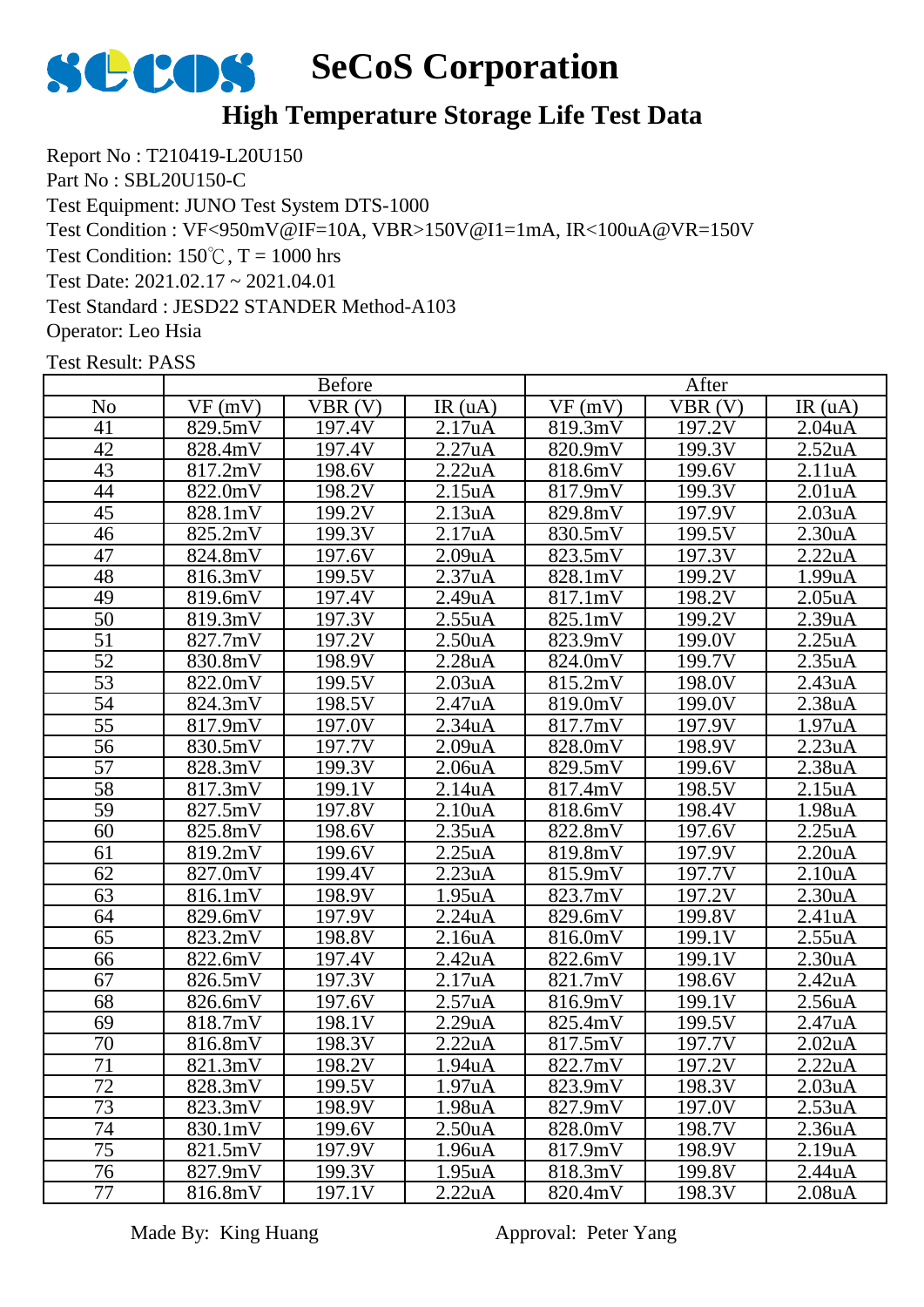# SeCoS Corporation

## High Temperature Storage Life Test Data

Report No : T210419-L20U150
Part No : SBL20U150-C
Test Equipment: JUNO Test System DTS-1000
Test Condition : VF<950mV@IF=10A, VBR>150V@I1=1mA, IR<100uA@VR=150V
Test Condition: 150℃, T = 1000 hrs
Test Date: 2021.02.17 ~ 2021.04.01
Test Standard : JESD22 STANDER Method-A103
Operator: Leo Hsia

Test Result: PASS

| | Before | | | After | | |
|---|---|---|---|---|---|---|
| No | VF (mV) | VBR (V) | IR (uA) | VF (mV) | VBR (V) | IR (uA) |
| 41 | 829.5mV | 197.4V | 2.17uA | 819.3mV | 197.2V | 2.04uA |
| 42 | 828.4mV | 197.4V | 2.27uA | 820.9mV | 199.3V | 2.52uA |
| 43 | 817.2mV | 198.6V | 2.22uA | 818.6mV | 199.6V | 2.11uA |
| 44 | 822.0mV | 198.2V | 2.15uA | 817.9mV | 199.3V | 2.01uA |
| 45 | 828.1mV | 199.2V | 2.13uA | 829.8mV | 197.9V | 2.03uA |
| 46 | 825.2mV | 199.3V | 2.17uA | 830.5mV | 199.5V | 2.30uA |
| 47 | 824.8mV | 197.6V | 2.09uA | 823.5mV | 197.3V | 2.22uA |
| 48 | 816.3mV | 199.5V | 2.37uA | 828.1mV | 199.2V | 1.99uA |
| 49 | 819.6mV | 197.4V | 2.49uA | 817.1mV | 198.2V | 2.05uA |
| 50 | 819.3mV | 197.3V | 2.55uA | 825.1mV | 199.2V | 2.39uA |
| 51 | 827.7mV | 197.2V | 2.50uA | 823.9mV | 199.0V | 2.25uA |
| 52 | 830.8mV | 198.9V | 2.28uA | 824.0mV | 199.7V | 2.35uA |
| 53 | 822.0mV | 199.5V | 2.03uA | 815.2mV | 198.0V | 2.43uA |
| 54 | 824.3mV | 198.5V | 2.47uA | 819.0mV | 199.0V | 2.38uA |
| 55 | 817.9mV | 197.0V | 2.34uA | 817.7mV | 197.9V | 1.97uA |
| 56 | 830.5mV | 197.7V | 2.09uA | 828.0mV | 198.9V | 2.23uA |
| 57 | 828.3mV | 199.3V | 2.06uA | 829.5mV | 199.6V | 2.38uA |
| 58 | 817.3mV | 199.1V | 2.14uA | 817.4mV | 198.5V | 2.15uA |
| 59 | 827.5mV | 197.8V | 2.10uA | 818.6mV | 198.4V | 1.98uA |
| 60 | 825.8mV | 198.6V | 2.35uA | 822.8mV | 197.6V | 2.25uA |
| 61 | 819.2mV | 199.6V | 2.25uA | 819.8mV | 197.9V | 2.20uA |
| 62 | 827.0mV | 199.4V | 2.23uA | 815.9mV | 197.7V | 2.10uA |
| 63 | 816.1mV | 198.9V | 1.95uA | 823.7mV | 197.2V | 2.30uA |
| 64 | 829.6mV | 197.9V | 2.24uA | 829.6mV | 199.8V | 2.41uA |
| 65 | 823.2mV | 198.8V | 2.16uA | 816.0mV | 199.1V | 2.55uA |
| 66 | 822.6mV | 197.4V | 2.42uA | 822.6mV | 199.1V | 2.30uA |
| 67 | 826.5mV | 197.3V | 2.17uA | 821.7mV | 198.6V | 2.42uA |
| 68 | 826.6mV | 197.6V | 2.57uA | 816.9mV | 199.1V | 2.56uA |
| 69 | 818.7mV | 198.1V | 2.29uA | 825.4mV | 199.5V | 2.47uA |
| 70 | 816.8mV | 198.3V | 2.22uA | 817.5mV | 197.7V | 2.02uA |
| 71 | 821.3mV | 198.2V | 1.94uA | 822.7mV | 197.2V | 2.22uA |
| 72 | 828.3mV | 199.5V | 1.97uA | 823.9mV | 198.3V | 2.03uA |
| 73 | 823.3mV | 198.9V | 1.98uA | 827.9mV | 197.0V | 2.53uA |
| 74 | 830.1mV | 199.6V | 2.50uA | 828.0mV | 198.7V | 2.36uA |
| 75 | 821.5mV | 197.9V | 1.96uA | 817.9mV | 198.9V | 2.19uA |
| 76 | 827.9mV | 199.3V | 1.95uA | 818.3mV | 199.8V | 2.44uA |
| 77 | 816.8mV | 197.1V | 2.22uA | 820.4mV | 198.3V | 2.08uA |

Made By: King Huang　　　　　　　　Approval: Peter Yang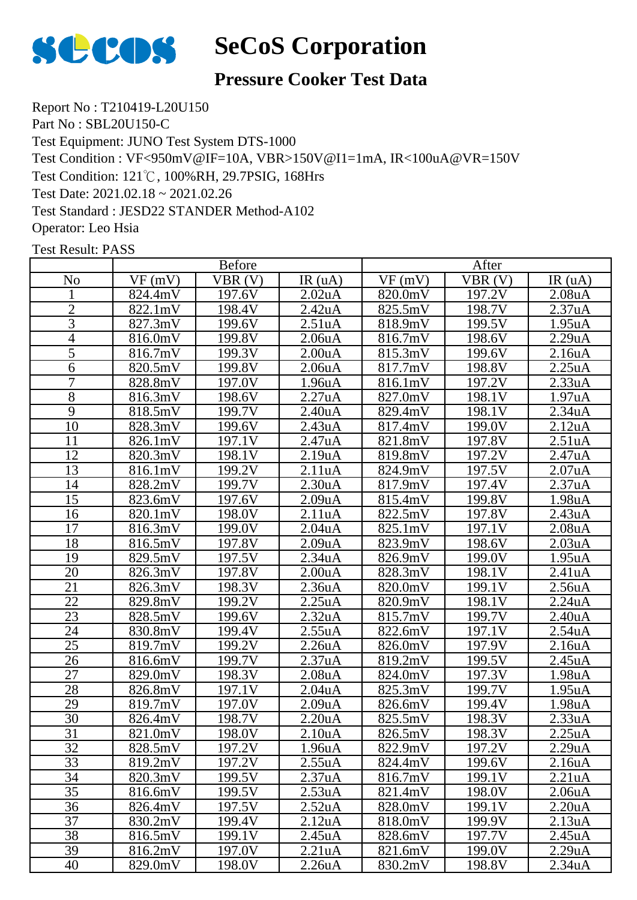# SeCoS Corporation

## Pressure Cooker Test Data

Report No : T210419-L20U150
Part No : SBL20U150-C
Test Equipment: JUNO Test System DTS-1000
Test Condition : VF<950mV@IF=10A, VBR>150V@I1=1mA, IR<100uA@VR=150V
Test Condition: 121℃, 100%RH, 29.7PSIG, 168Hrs
Test Date: 2021.02.18 ~ 2021.02.26
Test Standard : JESD22 STANDER Method-A102
Operator: Leo Hsia

Test Result: PASS

| | Before | | | After | | |
|---|---|---|---|---|---|---|
| No | VF (mV) | VBR (V) | IR (uA) | VF (mV) | VBR (V) | IR (uA) |
| 1 | 824.4mV | 197.6V | 2.02uA | 820.0mV | 197.2V | 2.08uA |
| 2 | 822.1mV | 198.4V | 2.42uA | 825.5mV | 198.7V | 2.37uA |
| 3 | 827.3mV | 199.6V | 2.51uA | 818.9mV | 199.5V | 1.95uA |
| 4 | 816.0mV | 199.8V | 2.06uA | 816.7mV | 198.6V | 2.29uA |
| 5 | 816.7mV | 199.3V | 2.00uA | 815.3mV | 199.6V | 2.16uA |
| 6 | 820.5mV | 199.8V | 2.06uA | 817.7mV | 198.8V | 2.25uA |
| 7 | 828.8mV | 197.0V | 1.96uA | 816.1mV | 197.2V | 2.33uA |
| 8 | 816.3mV | 198.6V | 2.27uA | 827.0mV | 198.1V | 1.97uA |
| 9 | 818.5mV | 199.7V | 2.40uA | 829.4mV | 198.1V | 2.34uA |
| 10 | 828.3mV | 199.6V | 2.43uA | 817.4mV | 199.0V | 2.12uA |
| 11 | 826.1mV | 197.1V | 2.47uA | 821.8mV | 197.8V | 2.51uA |
| 12 | 820.3mV | 198.1V | 2.19uA | 819.8mV | 197.2V | 2.47uA |
| 13 | 816.1mV | 199.2V | 2.11uA | 824.9mV | 197.5V | 2.07uA |
| 14 | 828.2mV | 199.7V | 2.30uA | 817.9mV | 197.4V | 2.37uA |
| 15 | 823.6mV | 197.6V | 2.09uA | 815.4mV | 199.8V | 1.98uA |
| 16 | 820.1mV | 198.0V | 2.11uA | 822.5mV | 197.8V | 2.43uA |
| 17 | 816.3mV | 199.0V | 2.04uA | 825.1mV | 197.1V | 2.08uA |
| 18 | 816.5mV | 197.8V | 2.09uA | 823.9mV | 198.6V | 2.03uA |
| 19 | 829.5mV | 197.5V | 2.34uA | 826.9mV | 199.0V | 1.95uA |
| 20 | 826.3mV | 197.8V | 2.00uA | 828.3mV | 198.1V | 2.41uA |
| 21 | 826.3mV | 198.3V | 2.36uA | 820.0mV | 199.1V | 2.56uA |
| 22 | 829.8mV | 199.2V | 2.25uA | 820.9mV | 198.1V | 2.24uA |
| 23 | 828.5mV | 199.6V | 2.32uA | 815.7mV | 199.7V | 2.40uA |
| 24 | 830.8mV | 199.4V | 2.55uA | 822.6mV | 197.1V | 2.54uA |
| 25 | 819.7mV | 199.2V | 2.26uA | 826.0mV | 197.9V | 2.16uA |
| 26 | 816.6mV | 199.7V | 2.37uA | 819.2mV | 199.5V | 2.45uA |
| 27 | 829.0mV | 198.3V | 2.08uA | 824.0mV | 197.3V | 1.98uA |
| 28 | 826.8mV | 197.1V | 2.04uA | 825.3mV | 199.7V | 1.95uA |
| 29 | 819.7mV | 197.0V | 2.09uA | 826.6mV | 199.4V | 1.98uA |
| 30 | 826.4mV | 198.7V | 2.20uA | 825.5mV | 198.3V | 2.33uA |
| 31 | 821.0mV | 198.0V | 2.10uA | 826.5mV | 198.3V | 2.25uA |
| 32 | 828.5mV | 197.2V | 1.96uA | 822.9mV | 197.2V | 2.29uA |
| 33 | 819.2mV | 197.2V | 2.55uA | 824.4mV | 199.6V | 2.16uA |
| 34 | 820.3mV | 199.5V | 2.37uA | 816.7mV | 199.1V | 2.21uA |
| 35 | 816.6mV | 199.5V | 2.53uA | 821.4mV | 198.0V | 2.06uA |
| 36 | 826.4mV | 197.5V | 2.52uA | 828.0mV | 199.1V | 2.20uA |
| 37 | 830.2mV | 199.4V | 2.12uA | 818.0mV | 199.9V | 2.13uA |
| 38 | 816.5mV | 199.1V | 2.45uA | 828.6mV | 197.7V | 2.45uA |
| 39 | 816.2mV | 197.0V | 2.21uA | 821.6mV | 199.0V | 2.29uA |
| 40 | 829.0mV | 198.0V | 2.26uA | 830.2mV | 198.8V | 2.34uA |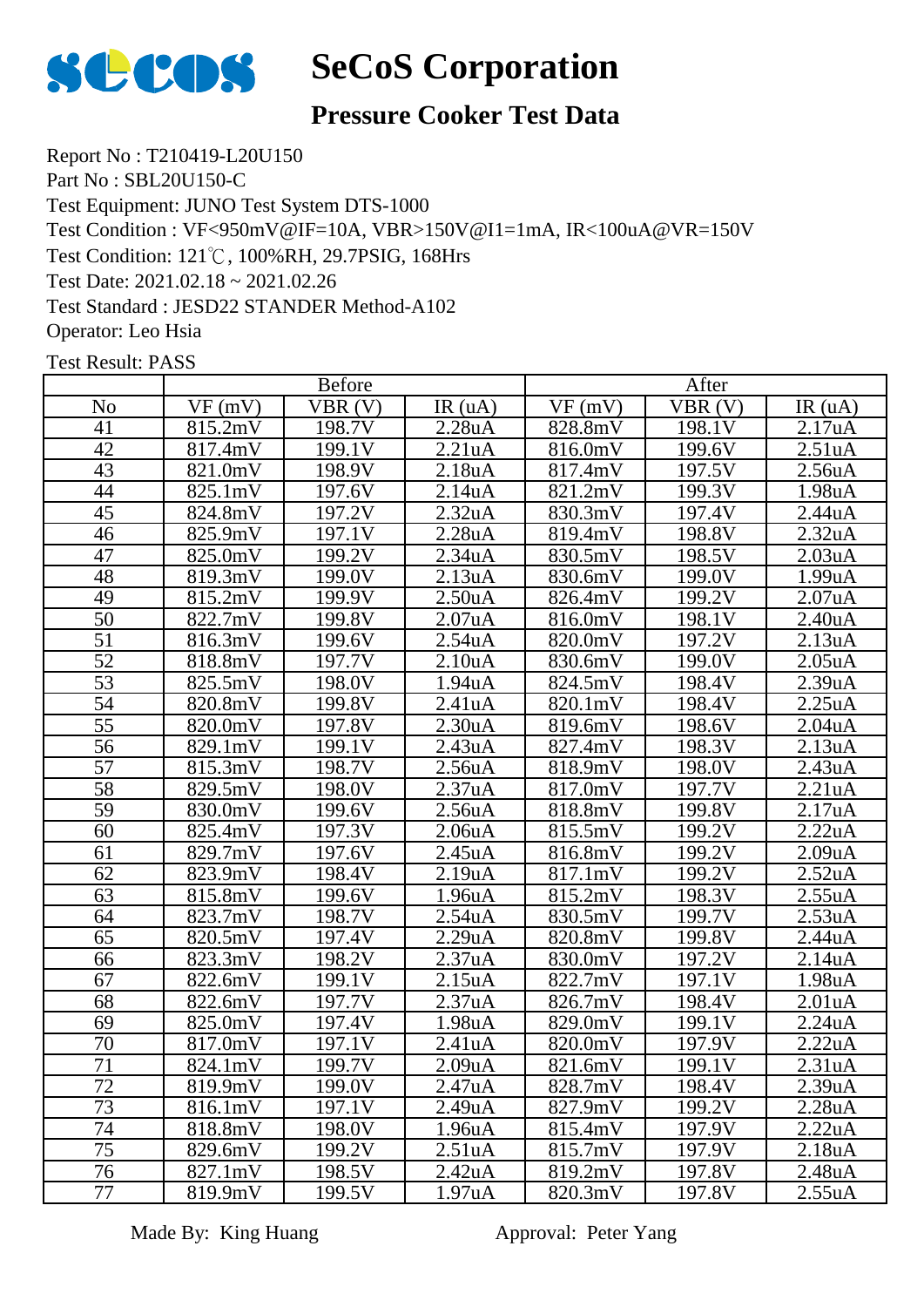# SeCoS Corporation

## Pressure Cooker Test Data

Report No : T210419-L20U150
Part No : SBL20U150-C
Test Equipment: JUNO Test System DTS-1000
Test Condition : VF<950mV@IF=10A, VBR>150V@I1=1mA, IR<100uA@VR=150V
Test Condition: 121℃, 100%RH, 29.7PSIG, 168Hrs
Test Date: 2021.02.18 ~ 2021.02.26
Test Standard : JESD22 STANDER Method-A102
Operator: Leo Hsia

Test Result: PASS

| | Before | | | After | | |
|---|---|---|---|---|---|---|
| No | VF (mV) | VBR (V) | IR (uA) | VF (mV) | VBR (V) | IR (uA) |
| 41 | 815.2mV | 198.7V | 2.28uA | 828.8mV | 198.1V | 2.17uA |
| 42 | 817.4mV | 199.1V | 2.21uA | 816.0mV | 199.6V | 2.51uA |
| 43 | 821.0mV | 198.9V | 2.18uA | 817.4mV | 197.5V | 2.56uA |
| 44 | 825.1mV | 197.6V | 2.14uA | 821.2mV | 199.3V | 1.98uA |
| 45 | 824.8mV | 197.2V | 2.32uA | 830.3mV | 197.4V | 2.44uA |
| 46 | 825.9mV | 197.1V | 2.28uA | 819.4mV | 198.8V | 2.32uA |
| 47 | 825.0mV | 199.2V | 2.34uA | 830.5mV | 198.5V | 2.03uA |
| 48 | 819.3mV | 199.0V | 2.13uA | 830.6mV | 199.0V | 1.99uA |
| 49 | 815.2mV | 199.9V | 2.50uA | 826.4mV | 199.2V | 2.07uA |
| 50 | 822.7mV | 199.8V | 2.07uA | 816.0mV | 198.1V | 2.40uA |
| 51 | 816.3mV | 199.6V | 2.54uA | 820.0mV | 197.2V | 2.13uA |
| 52 | 818.8mV | 197.7V | 2.10uA | 830.6mV | 199.0V | 2.05uA |
| 53 | 825.5mV | 198.0V | 1.94uA | 824.5mV | 198.4V | 2.39uA |
| 54 | 820.8mV | 199.8V | 2.41uA | 820.1mV | 198.4V | 2.25uA |
| 55 | 820.0mV | 197.8V | 2.30uA | 819.6mV | 198.6V | 2.04uA |
| 56 | 829.1mV | 199.1V | 2.43uA | 827.4mV | 198.3V | 2.13uA |
| 57 | 815.3mV | 198.7V | 2.56uA | 818.9mV | 198.0V | 2.43uA |
| 58 | 829.5mV | 198.0V | 2.37uA | 817.0mV | 197.7V | 2.21uA |
| 59 | 830.0mV | 199.6V | 2.56uA | 818.8mV | 199.8V | 2.17uA |
| 60 | 825.4mV | 197.3V | 2.06uA | 815.5mV | 199.2V | 2.22uA |
| 61 | 829.7mV | 197.6V | 2.45uA | 816.8mV | 199.2V | 2.09uA |
| 62 | 823.9mV | 198.4V | 2.19uA | 817.1mV | 199.2V | 2.52uA |
| 63 | 815.8mV | 199.6V | 1.96uA | 815.2mV | 198.3V | 2.55uA |
| 64 | 823.7mV | 198.7V | 2.54uA | 830.5mV | 199.7V | 2.53uA |
| 65 | 820.5mV | 197.4V | 2.29uA | 820.8mV | 199.8V | 2.44uA |
| 66 | 823.3mV | 198.2V | 2.37uA | 830.0mV | 197.2V | 2.14uA |
| 67 | 822.6mV | 199.1V | 2.15uA | 822.7mV | 197.1V | 1.98uA |
| 68 | 822.6mV | 197.7V | 2.37uA | 826.7mV | 198.4V | 2.01uA |
| 69 | 825.0mV | 197.4V | 1.98uA | 829.0mV | 199.1V | 2.24uA |
| 70 | 817.0mV | 197.1V | 2.41uA | 820.0mV | 197.9V | 2.22uA |
| 71 | 824.1mV | 199.7V | 2.09uA | 821.6mV | 199.1V | 2.31uA |
| 72 | 819.9mV | 199.0V | 2.47uA | 828.7mV | 198.4V | 2.39uA |
| 73 | 816.1mV | 197.1V | 2.49uA | 827.9mV | 199.2V | 2.28uA |
| 74 | 818.8mV | 198.0V | 1.96uA | 815.4mV | 197.9V | 2.22uA |
| 75 | 829.6mV | 199.2V | 2.51uA | 815.7mV | 197.9V | 2.18uA |
| 76 | 827.1mV | 198.5V | 2.42uA | 819.2mV | 197.8V | 2.48uA |
| 77 | 819.9mV | 199.5V | 1.97uA | 820.3mV | 197.8V | 2.55uA |

Made By: King Huang     Approval: Peter Yang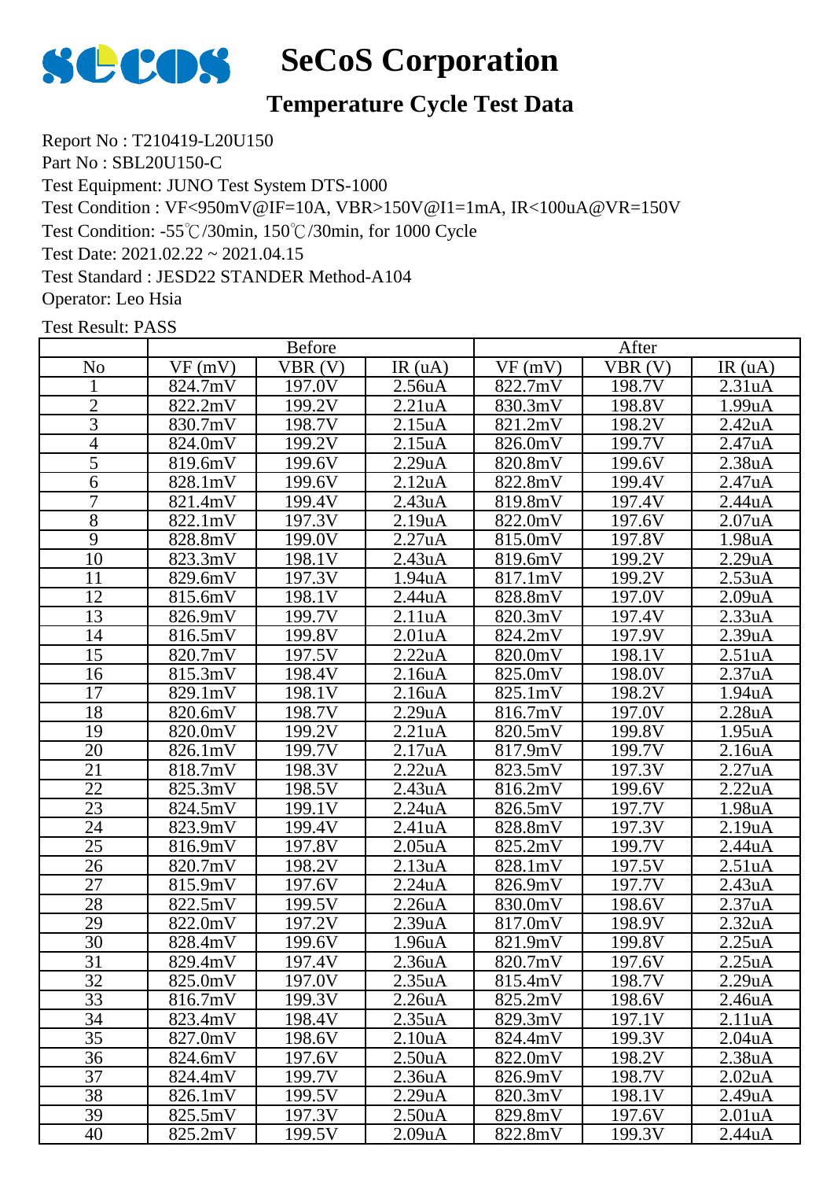# SeCoS Corporation

## Temperature Cycle Test Data

Report No : T210419-L20U150
Part No : SBL20U150-C
Test Equipment: JUNO Test System DTS-1000
Test Condition : VF<950mV@IF=10A, VBR>150V@I1=1mA, IR<100uA@VR=150V
Test Condition: -55℃/30min, 150℃/30min, for 1000 Cycle
Test Date: 2021.02.22 ~ 2021.04.15
Test Standard : JESD22 STANDER Method-A104
Operator: Leo Hsia

Test Result: PASS

| | Before | | | After | | |
|---|---|---|---|---|---|---|
| No | VF (mV) | VBR (V) | IR (uA) | VF (mV) | VBR (V) | IR (uA) |
| 1 | 824.7mV | 197.0V | 2.56uA | 822.7mV | 198.7V | 2.31uA |
| 2 | 822.2mV | 199.2V | 2.21uA | 830.3mV | 198.8V | 1.99uA |
| 3 | 830.7mV | 198.7V | 2.15uA | 821.2mV | 198.2V | 2.42uA |
| 4 | 824.0mV | 199.2V | 2.15uA | 826.0mV | 199.7V | 2.47uA |
| 5 | 819.6mV | 199.6V | 2.29uA | 820.8mV | 199.6V | 2.38uA |
| 6 | 828.1mV | 199.6V | 2.12uA | 822.8mV | 199.4V | 2.47uA |
| 7 | 821.4mV | 199.4V | 2.43uA | 819.8mV | 197.4V | 2.44uA |
| 8 | 822.1mV | 197.3V | 2.19uA | 822.0mV | 197.6V | 2.07uA |
| 9 | 828.8mV | 199.0V | 2.27uA | 815.0mV | 197.8V | 1.98uA |
| 10 | 823.3mV | 198.1V | 2.43uA | 819.6mV | 199.2V | 2.29uA |
| 11 | 829.6mV | 197.3V | 1.94uA | 817.1mV | 199.2V | 2.53uA |
| 12 | 815.6mV | 198.1V | 2.44uA | 828.8mV | 197.0V | 2.09uA |
| 13 | 826.9mV | 199.7V | 2.11uA | 820.3mV | 197.4V | 2.33uA |
| 14 | 816.5mV | 199.8V | 2.01uA | 824.2mV | 197.9V | 2.39uA |
| 15 | 820.7mV | 197.5V | 2.22uA | 820.0mV | 198.1V | 2.51uA |
| 16 | 815.3mV | 198.4V | 2.16uA | 825.0mV | 198.0V | 2.37uA |
| 17 | 829.1mV | 198.1V | 2.16uA | 825.1mV | 198.2V | 1.94uA |
| 18 | 820.6mV | 198.7V | 2.29uA | 816.7mV | 197.0V | 2.28uA |
| 19 | 820.0mV | 199.2V | 2.21uA | 820.5mV | 199.8V | 1.95uA |
| 20 | 826.1mV | 199.7V | 2.17uA | 817.9mV | 199.7V | 2.16uA |
| 21 | 818.7mV | 198.3V | 2.22uA | 823.5mV | 197.3V | 2.27uA |
| 22 | 825.3mV | 198.5V | 2.43uA | 816.2mV | 199.6V | 2.22uA |
| 23 | 824.5mV | 199.1V | 2.24uA | 826.5mV | 197.7V | 1.98uA |
| 24 | 823.9mV | 199.4V | 2.41uA | 828.8mV | 197.3V | 2.19uA |
| 25 | 816.9mV | 197.8V | 2.05uA | 825.2mV | 199.7V | 2.44uA |
| 26 | 820.7mV | 198.2V | 2.13uA | 828.1mV | 197.5V | 2.51uA |
| 27 | 815.9mV | 197.6V | 2.24uA | 826.9mV | 197.7V | 2.43uA |
| 28 | 822.5mV | 199.5V | 2.26uA | 830.0mV | 198.6V | 2.37uA |
| 29 | 822.0mV | 197.2V | 2.39uA | 817.0mV | 198.9V | 2.32uA |
| 30 | 828.4mV | 199.6V | 1.96uA | 821.9mV | 199.8V | 2.25uA |
| 31 | 829.4mV | 197.4V | 2.36uA | 820.7mV | 197.6V | 2.25uA |
| 32 | 825.0mV | 197.0V | 2.35uA | 815.4mV | 198.7V | 2.29uA |
| 33 | 816.7mV | 199.3V | 2.26uA | 825.2mV | 198.6V | 2.46uA |
| 34 | 823.4mV | 198.4V | 2.35uA | 829.3mV | 197.1V | 2.11uA |
| 35 | 827.0mV | 198.6V | 2.10uA | 824.4mV | 199.3V | 2.04uA |
| 36 | 824.6mV | 197.6V | 2.50uA | 822.0mV | 198.2V | 2.38uA |
| 37 | 824.4mV | 199.7V | 2.36uA | 826.9mV | 198.7V | 2.02uA |
| 38 | 826.1mV | 199.5V | 2.29uA | 820.3mV | 198.1V | 2.49uA |
| 39 | 825.5mV | 197.3V | 2.50uA | 829.8mV | 197.6V | 2.01uA |
| 40 | 825.2mV | 199.5V | 2.09uA | 822.8mV | 199.3V | 2.44uA |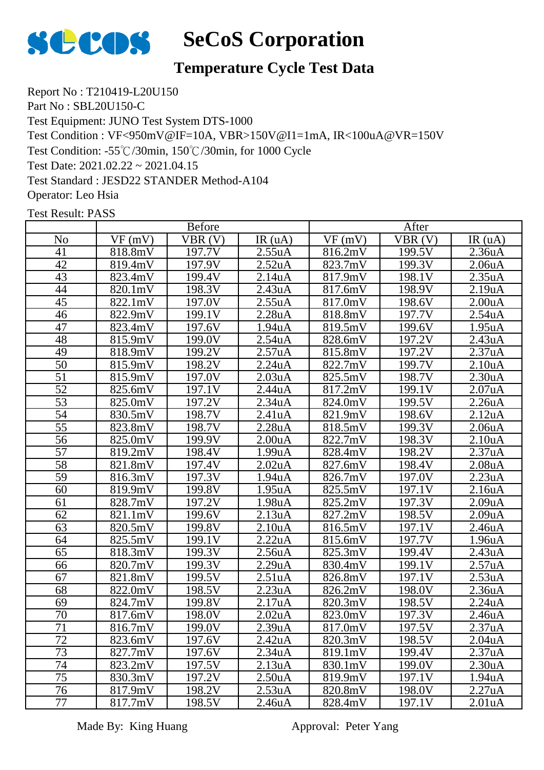# SeCoS Corporation

## Temperature Cycle Test Data

Report No : T210419-L20U150
Part No : SBL20U150-C
Test Equipment: JUNO Test System DTS-1000
Test Condition : VF<950mV@IF=10A, VBR>150V@I1=1mA, IR<100uA@VR=150V
Test Condition: -55℃/30min, 150℃/30min, for 1000 Cycle
Test Date: 2021.02.22 ~ 2021.04.15
Test Standard : JESD22 STANDER Method-A104
Operator: Leo Hsia

Test Result: PASS

| | Before | | | After | | |
|---|---|---|---|---|---|---|
| No | VF (mV) | VBR (V) | IR (uA) | VF (mV) | VBR (V) | IR (uA) |
| 41 | 818.8mV | 197.7V | 2.55uA | 816.2mV | 199.5V | 2.36uA |
| 42 | 819.4mV | 197.9V | 2.52uA | 823.7mV | 199.3V | 2.06uA |
| 43 | 823.4mV | 199.4V | 2.14uA | 817.9mV | 198.1V | 2.35uA |
| 44 | 820.1mV | 198.3V | 2.43uA | 817.6mV | 198.9V | 2.19uA |
| 45 | 822.1mV | 197.0V | 2.55uA | 817.0mV | 198.6V | 2.00uA |
| 46 | 822.9mV | 199.1V | 2.28uA | 818.8mV | 197.7V | 2.54uA |
| 47 | 823.4mV | 197.6V | 1.94uA | 819.5mV | 199.6V | 1.95uA |
| 48 | 815.9mV | 199.0V | 2.54uA | 828.6mV | 197.2V | 2.43uA |
| 49 | 818.9mV | 199.2V | 2.57uA | 815.8mV | 197.2V | 2.37uA |
| 50 | 815.9mV | 198.2V | 2.24uA | 822.7mV | 199.7V | 2.10uA |
| 51 | 815.9mV | 197.0V | 2.03uA | 825.5mV | 198.7V | 2.30uA |
| 52 | 825.6mV | 197.1V | 2.44uA | 817.2mV | 199.1V | 2.07uA |
| 53 | 825.0mV | 197.2V | 2.34uA | 824.0mV | 199.5V | 2.26uA |
| 54 | 830.5mV | 198.7V | 2.41uA | 821.9mV | 198.6V | 2.12uA |
| 55 | 823.8mV | 198.7V | 2.28uA | 818.5mV | 199.3V | 2.06uA |
| 56 | 825.0mV | 199.9V | 2.00uA | 822.7mV | 198.3V | 2.10uA |
| 57 | 819.2mV | 198.4V | 1.99uA | 828.4mV | 198.2V | 2.37uA |
| 58 | 821.8mV | 197.4V | 2.02uA | 827.6mV | 198.4V | 2.08uA |
| 59 | 816.3mV | 197.3V | 1.94uA | 826.7mV | 197.0V | 2.23uA |
| 60 | 819.9mV | 199.8V | 1.95uA | 825.5mV | 197.1V | 2.16uA |
| 61 | 828.7mV | 197.2V | 1.98uA | 825.2mV | 197.3V | 2.09uA |
| 62 | 821.1mV | 199.6V | 2.13uA | 827.2mV | 198.5V | 2.09uA |
| 63 | 820.5mV | 199.8V | 2.10uA | 816.5mV | 197.1V | 2.46uA |
| 64 | 825.5mV | 199.1V | 2.22uA | 815.6mV | 197.7V | 1.96uA |
| 65 | 818.3mV | 199.3V | 2.56uA | 825.3mV | 199.4V | 2.43uA |
| 66 | 820.7mV | 199.3V | 2.29uA | 830.4mV | 199.1V | 2.57uA |
| 67 | 821.8mV | 199.5V | 2.51uA | 826.8mV | 197.1V | 2.53uA |
| 68 | 822.0mV | 198.5V | 2.23uA | 826.2mV | 198.0V | 2.36uA |
| 69 | 824.7mV | 199.8V | 2.17uA | 820.3mV | 198.5V | 2.24uA |
| 70 | 817.6mV | 198.0V | 2.02uA | 823.0mV | 197.3V | 2.46uA |
| 71 | 816.7mV | 199.0V | 2.39uA | 817.0mV | 197.5V | 2.37uA |
| 72 | 823.6mV | 197.6V | 2.42uA | 820.3mV | 198.5V | 2.04uA |
| 73 | 827.7mV | 197.6V | 2.34uA | 819.1mV | 199.4V | 2.37uA |
| 74 | 823.2mV | 197.5V | 2.13uA | 830.1mV | 199.0V | 2.30uA |
| 75 | 830.3mV | 197.2V | 2.50uA | 819.9mV | 197.1V | 1.94uA |
| 76 | 817.9mV | 198.2V | 2.53uA | 820.8mV | 198.0V | 2.27uA |
| 77 | 817.7mV | 198.5V | 2.46uA | 828.4mV | 197.1V | 2.01uA |

Made By: King Huang　　　　　　Approval: Peter Yang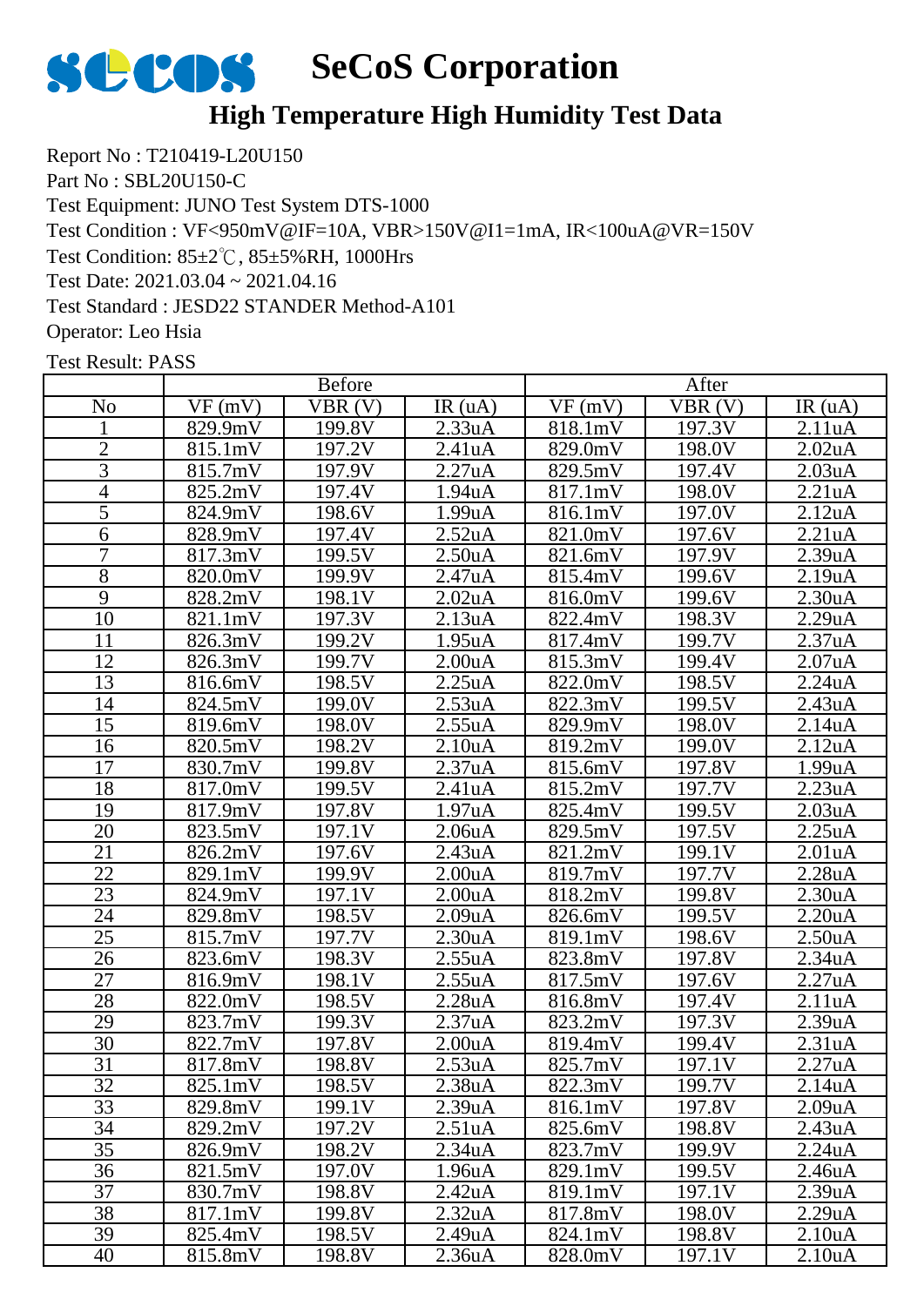# SeCoS Corporation

## High Temperature High Humidity Test Data

Report No : T210419-L20U150

Part No : SBL20U150-C

Test Equipment: JUNO Test System DTS-1000

Test Condition : VF<950mV@IF=10A, VBR>150V@I1=1mA, IR<100uA@VR=150V

Test Condition: 85±2℃, 85±5%RH, 1000Hrs

Test Date: 2021.03.04 ~ 2021.04.16

Test Standard : JESD22 STANDER Method-A101

Operator: Leo Hsia

Test Result: PASS

| | Before | | | After | | |
|---|---|---|---|---|---|---|
| No | VF (mV) | VBR (V) | IR (uA) | VF (mV) | VBR (V) | IR (uA) |
| 1 | 829.9mV | 199.8V | 2.33uA | 818.1mV | 197.3V | 2.11uA |
| 2 | 815.1mV | 197.2V | 2.41uA | 829.0mV | 198.0V | 2.02uA |
| 3 | 815.7mV | 197.9V | 2.27uA | 829.5mV | 197.4V | 2.03uA |
| 4 | 825.2mV | 197.4V | 1.94uA | 817.1mV | 198.0V | 2.21uA |
| 5 | 824.9mV | 198.6V | 1.99uA | 816.1mV | 197.0V | 2.12uA |
| 6 | 828.9mV | 197.4V | 2.52uA | 821.0mV | 197.6V | 2.21uA |
| 7 | 817.3mV | 199.5V | 2.50uA | 821.6mV | 197.9V | 2.39uA |
| 8 | 820.0mV | 199.9V | 2.47uA | 815.4mV | 199.6V | 2.19uA |
| 9 | 828.2mV | 198.1V | 2.02uA | 816.0mV | 199.6V | 2.30uA |
| 10 | 821.1mV | 197.3V | 2.13uA | 822.4mV | 198.3V | 2.29uA |
| 11 | 826.3mV | 199.2V | 1.95uA | 817.4mV | 199.7V | 2.37uA |
| 12 | 826.3mV | 199.7V | 2.00uA | 815.3mV | 199.4V | 2.07uA |
| 13 | 816.6mV | 198.5V | 2.25uA | 822.0mV | 198.5V | 2.24uA |
| 14 | 824.5mV | 199.0V | 2.53uA | 822.3mV | 199.5V | 2.43uA |
| 15 | 819.6mV | 198.0V | 2.55uA | 829.9mV | 198.0V | 2.14uA |
| 16 | 820.5mV | 198.2V | 2.10uA | 819.2mV | 199.0V | 2.12uA |
| 17 | 830.7mV | 199.8V | 2.37uA | 815.6mV | 197.8V | 1.99uA |
| 18 | 817.0mV | 199.5V | 2.41uA | 815.2mV | 197.7V | 2.23uA |
| 19 | 817.9mV | 197.8V | 1.97uA | 825.4mV | 199.5V | 2.03uA |
| 20 | 823.5mV | 197.1V | 2.06uA | 829.5mV | 197.5V | 2.25uA |
| 21 | 826.2mV | 197.6V | 2.43uA | 821.2mV | 199.1V | 2.01uA |
| 22 | 829.1mV | 199.9V | 2.00uA | 819.7mV | 197.7V | 2.28uA |
| 23 | 824.9mV | 197.1V | 2.00uA | 818.2mV | 199.8V | 2.30uA |
| 24 | 829.8mV | 198.5V | 2.09uA | 826.6mV | 199.5V | 2.20uA |
| 25 | 815.7mV | 197.7V | 2.30uA | 819.1mV | 198.6V | 2.50uA |
| 26 | 823.6mV | 198.3V | 2.55uA | 823.8mV | 197.8V | 2.34uA |
| 27 | 816.9mV | 198.1V | 2.55uA | 817.5mV | 197.6V | 2.27uA |
| 28 | 822.0mV | 198.5V | 2.28uA | 816.8mV | 197.4V | 2.11uA |
| 29 | 823.7mV | 199.3V | 2.37uA | 823.2mV | 197.3V | 2.39uA |
| 30 | 822.7mV | 197.8V | 2.00uA | 819.4mV | 199.4V | 2.31uA |
| 31 | 817.8mV | 198.8V | 2.53uA | 825.7mV | 197.1V | 2.27uA |
| 32 | 825.1mV | 198.5V | 2.38uA | 822.3mV | 199.7V | 2.14uA |
| 33 | 829.8mV | 199.1V | 2.39uA | 816.1mV | 197.8V | 2.09uA |
| 34 | 829.2mV | 197.2V | 2.51uA | 825.6mV | 198.8V | 2.43uA |
| 35 | 826.9mV | 198.2V | 2.34uA | 823.7mV | 199.9V | 2.24uA |
| 36 | 821.5mV | 197.0V | 1.96uA | 829.1mV | 199.5V | 2.46uA |
| 37 | 830.7mV | 198.8V | 2.42uA | 819.1mV | 197.1V | 2.39uA |
| 38 | 817.1mV | 199.8V | 2.32uA | 817.8mV | 198.0V | 2.29uA |
| 39 | 825.4mV | 198.5V | 2.49uA | 824.1mV | 198.8V | 2.10uA |
| 40 | 815.8mV | 198.8V | 2.36uA | 828.0mV | 197.1V | 2.10uA |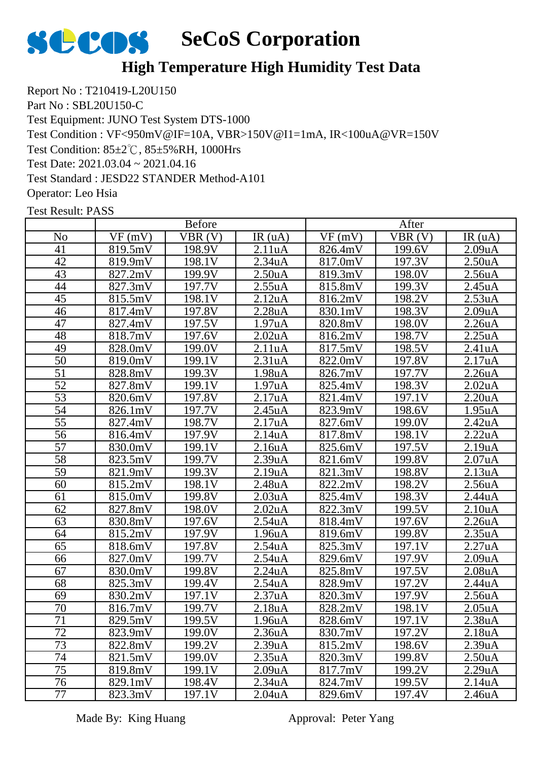# SeCoS Corporation

## High Temperature High Humidity Test Data

Report No : T210419-L20U150

Part No : SBL20U150-C

Test Equipment: JUNO Test System DTS-1000

Test Condition : VF<950mV@IF=10A, VBR>150V@I1=1mA, IR<100uA@VR=150V

Test Condition: 85±2℃, 85±5%RH, 1000Hrs

Test Date: 2021.03.04 ~ 2021.04.16

Test Standard : JESD22 STANDER Method-A101

Operator: Leo Hsia

Test Result: PASS

| | Before | | | After | | |
|---|---|---|---|---|---|---|
| No | VF (mV) | VBR (V) | IR (uA) | VF (mV) | VBR (V) | IR (uA) |
| 41 | 819.5mV | 198.9V | 2.11uA | 826.4mV | 199.6V | 2.09uA |
| 42 | 819.9mV | 198.1V | 2.34uA | 817.0mV | 197.3V | 2.50uA |
| 43 | 827.2mV | 199.9V | 2.50uA | 819.3mV | 198.0V | 2.56uA |
| 44 | 827.3mV | 197.7V | 2.55uA | 815.8mV | 199.3V | 2.45uA |
| 45 | 815.5mV | 198.1V | 2.12uA | 816.2mV | 198.2V | 2.53uA |
| 46 | 817.4mV | 197.8V | 2.28uA | 830.1mV | 198.3V | 2.09uA |
| 47 | 827.4mV | 197.5V | 1.97uA | 820.8mV | 198.0V | 2.26uA |
| 48 | 818.7mV | 197.6V | 2.02uA | 816.2mV | 198.7V | 2.25uA |
| 49 | 828.0mV | 199.0V | 2.11uA | 817.5mV | 198.5V | 2.41uA |
| 50 | 819.0mV | 199.1V | 2.31uA | 822.0mV | 197.8V | 2.17uA |
| 51 | 828.8mV | 199.3V | 1.98uA | 826.7mV | 197.7V | 2.26uA |
| 52 | 827.8mV | 199.1V | 1.97uA | 825.4mV | 198.3V | 2.02uA |
| 53 | 820.6mV | 197.8V | 2.17uA | 821.4mV | 197.1V | 2.20uA |
| 54 | 826.1mV | 197.7V | 2.45uA | 823.9mV | 198.6V | 1.95uA |
| 55 | 827.4mV | 198.7V | 2.17uA | 827.6mV | 199.0V | 2.42uA |
| 56 | 816.4mV | 197.9V | 2.14uA | 817.8mV | 198.1V | 2.22uA |
| 57 | 830.0mV | 199.1V | 2.16uA | 825.6mV | 197.5V | 2.19uA |
| 58 | 823.5mV | 199.7V | 2.39uA | 821.6mV | 199.8V | 2.07uA |
| 59 | 821.9mV | 199.3V | 2.19uA | 821.3mV | 198.8V | 2.13uA |
| 60 | 815.2mV | 198.1V | 2.48uA | 822.2mV | 198.2V | 2.56uA |
| 61 | 815.0mV | 199.8V | 2.03uA | 825.4mV | 198.3V | 2.44uA |
| 62 | 827.8mV | 198.0V | 2.02uA | 822.3mV | 199.5V | 2.10uA |
| 63 | 830.8mV | 197.6V | 2.54uA | 818.4mV | 197.6V | 2.26uA |
| 64 | 815.2mV | 197.9V | 1.96uA | 819.6mV | 199.8V | 2.35uA |
| 65 | 818.6mV | 197.8V | 2.54uA | 825.3mV | 197.1V | 2.27uA |
| 66 | 827.0mV | 199.7V | 2.54uA | 829.6mV | 197.9V | 2.09uA |
| 67 | 830.0mV | 199.8V | 2.24uA | 825.8mV | 197.5V | 2.08uA |
| 68 | 825.3mV | 199.4V | 2.54uA | 828.9mV | 197.2V | 2.44uA |
| 69 | 830.2mV | 197.1V | 2.37uA | 820.3mV | 197.9V | 2.56uA |
| 70 | 816.7mV | 199.7V | 2.18uA | 828.2mV | 198.1V | 2.05uA |
| 71 | 829.5mV | 199.5V | 1.96uA | 828.6mV | 197.1V | 2.38uA |
| 72 | 823.9mV | 199.0V | 2.36uA | 830.7mV | 197.2V | 2.18uA |
| 73 | 822.8mV | 199.2V | 2.39uA | 815.2mV | 198.6V | 2.39uA |
| 74 | 821.5mV | 199.0V | 2.35uA | 820.3mV | 199.8V | 2.50uA |
| 75 | 819.8mV | 199.1V | 2.09uA | 817.7mV | 199.2V | 2.29uA |
| 76 | 829.1mV | 198.4V | 2.34uA | 824.7mV | 199.5V | 2.14uA |
| 77 | 823.3mV | 197.1V | 2.04uA | 829.6mV | 197.4V | 2.46uA |

Made By: King Huang Approval: Peter Yang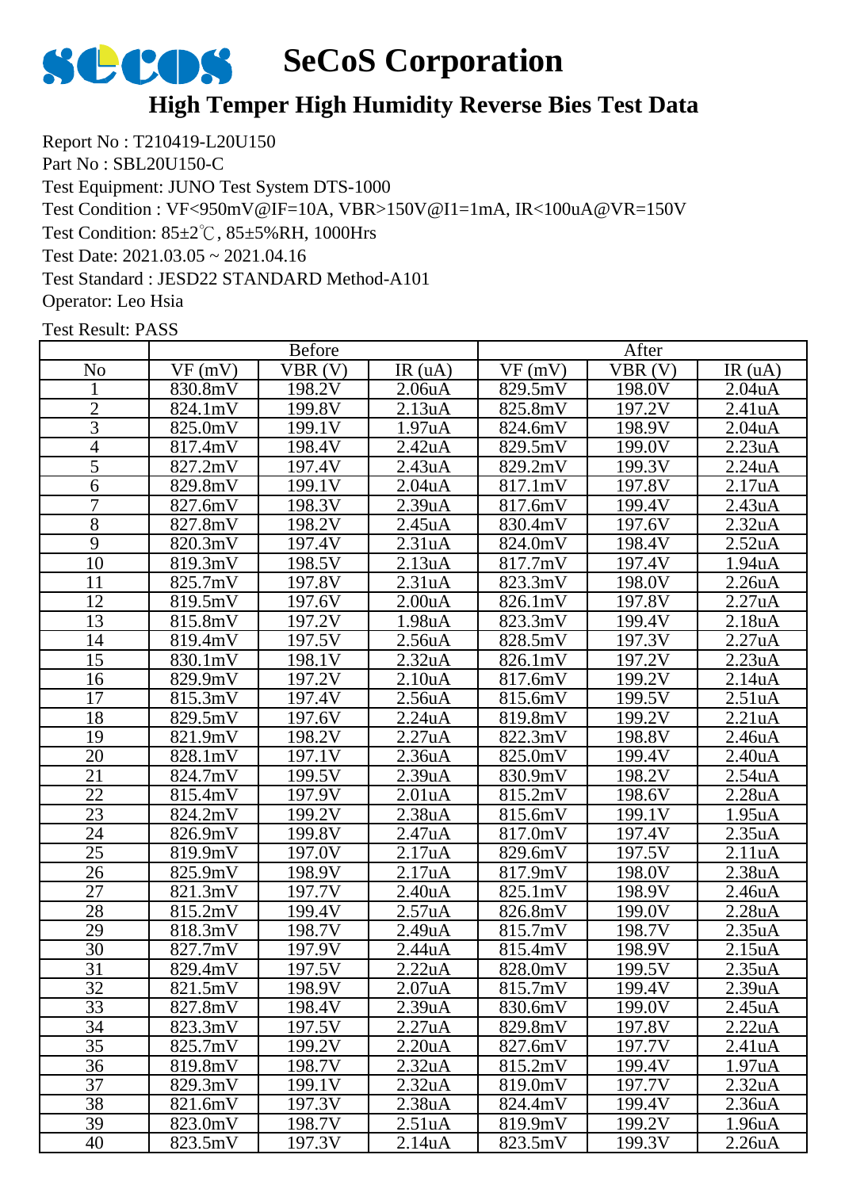# SeCoS Corporation

## High Temper High Humidity Reverse Bies Test Data

Report No : T210419-L20U150
Part No : SBL20U150-C
Test Equipment: JUNO Test System DTS-1000
Test Condition : VF<950mV@IF=10A, VBR>150V@I1=1mA, IR<100uA@VR=150V
Test Condition: 85±2℃, 85±5%RH, 1000Hrs
Test Date: 2021.03.05 ~ 2021.04.16
Test Standard : JESD22 STANDARD Method-A101
Operator: Leo Hsia

Test Result: PASS

| | Before | | | After | | |
|---|---|---|---|---|---|---|
| No | VF (mV) | VBR (V) | IR (uA) | VF (mV) | VBR (V) | IR (uA) |
| 1 | 830.8mV | 198.2V | 2.06uA | 829.5mV | 198.0V | 2.04uA |
| 2 | 824.1mV | 199.8V | 2.13uA | 825.8mV | 197.2V | 2.41uA |
| 3 | 825.0mV | 199.1V | 1.97uA | 824.6mV | 198.9V | 2.04uA |
| 4 | 817.4mV | 198.4V | 2.42uA | 829.5mV | 199.0V | 2.23uA |
| 5 | 827.2mV | 197.4V | 2.43uA | 829.2mV | 199.3V | 2.24uA |
| 6 | 829.8mV | 199.1V | 2.04uA | 817.1mV | 197.8V | 2.17uA |
| 7 | 827.6mV | 198.3V | 2.39uA | 817.6mV | 199.4V | 2.43uA |
| 8 | 827.8mV | 198.2V | 2.45uA | 830.4mV | 197.6V | 2.32uA |
| 9 | 820.3mV | 197.4V | 2.31uA | 824.0mV | 198.4V | 2.52uA |
| 10 | 819.3mV | 198.5V | 2.13uA | 817.7mV | 197.4V | 1.94uA |
| 11 | 825.7mV | 197.8V | 2.31uA | 823.3mV | 198.0V | 2.26uA |
| 12 | 819.5mV | 197.6V | 2.00uA | 826.1mV | 197.8V | 2.27uA |
| 13 | 815.8mV | 197.2V | 1.98uA | 823.3mV | 199.4V | 2.18uA |
| 14 | 819.4mV | 197.5V | 2.56uA | 828.5mV | 197.3V | 2.27uA |
| 15 | 830.1mV | 198.1V | 2.32uA | 826.1mV | 197.2V | 2.23uA |
| 16 | 829.9mV | 197.2V | 2.10uA | 817.6mV | 199.2V | 2.14uA |
| 17 | 815.3mV | 197.4V | 2.56uA | 815.6mV | 199.5V | 2.51uA |
| 18 | 829.5mV | 197.6V | 2.24uA | 819.8mV | 199.2V | 2.21uA |
| 19 | 821.9mV | 198.2V | 2.27uA | 822.3mV | 198.8V | 2.46uA |
| 20 | 828.1mV | 197.1V | 2.36uA | 825.0mV | 199.4V | 2.40uA |
| 21 | 824.7mV | 199.5V | 2.39uA | 830.9mV | 198.2V | 2.54uA |
| 22 | 815.4mV | 197.9V | 2.01uA | 815.2mV | 198.6V | 2.28uA |
| 23 | 824.2mV | 199.2V | 2.38uA | 815.6mV | 199.1V | 1.95uA |
| 24 | 826.9mV | 199.8V | 2.47uA | 817.0mV | 197.4V | 2.35uA |
| 25 | 819.9mV | 197.0V | 2.17uA | 829.6mV | 197.5V | 2.11uA |
| 26 | 825.9mV | 198.9V | 2.17uA | 817.9mV | 198.0V | 2.38uA |
| 27 | 821.3mV | 197.7V | 2.40uA | 825.1mV | 198.9V | 2.46uA |
| 28 | 815.2mV | 199.4V | 2.57uA | 826.8mV | 199.0V | 2.28uA |
| 29 | 818.3mV | 198.7V | 2.49uA | 815.7mV | 198.7V | 2.35uA |
| 30 | 827.7mV | 197.9V | 2.44uA | 815.4mV | 198.9V | 2.15uA |
| 31 | 829.4mV | 197.5V | 2.22uA | 828.0mV | 199.5V | 2.35uA |
| 32 | 821.5mV | 198.9V | 2.07uA | 815.7mV | 199.4V | 2.39uA |
| 33 | 827.8mV | 198.4V | 2.39uA | 830.6mV | 199.0V | 2.45uA |
| 34 | 823.3mV | 197.5V | 2.27uA | 829.8mV | 197.8V | 2.22uA |
| 35 | 825.7mV | 199.2V | 2.20uA | 827.6mV | 197.7V | 2.41uA |
| 36 | 819.8mV | 198.7V | 2.32uA | 815.2mV | 199.4V | 1.97uA |
| 37 | 829.3mV | 199.1V | 2.32uA | 819.0mV | 197.7V | 2.32uA |
| 38 | 821.6mV | 197.3V | 2.38uA | 824.4mV | 199.4V | 2.36uA |
| 39 | 823.0mV | 198.7V | 2.51uA | 819.9mV | 199.2V | 1.96uA |
| 40 | 823.5mV | 197.3V | 2.14uA | 823.5mV | 199.3V | 2.26uA |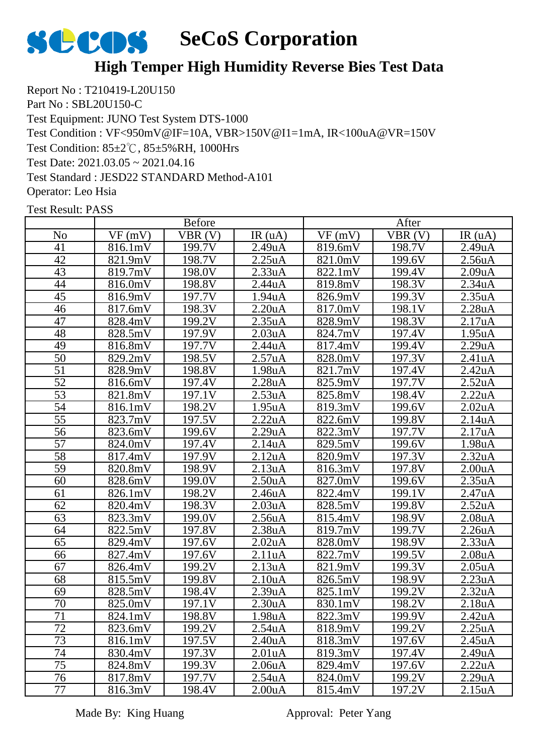# SeCoS Corporation

## High Temper High Humidity Reverse Bies Test Data

Report No : T210419-L20U150
Part No : SBL20U150-C
Test Equipment: JUNO Test System DTS-1000
Test Condition : VF<950mV@IF=10A, VBR>150V@I1=1mA, IR<100uA@VR=150V
Test Condition: 85±2℃, 85±5%RH, 1000Hrs
Test Date: 2021.03.05 ~ 2021.04.16
Test Standard : JESD22 STANDARD Method-A101
Operator: Leo Hsia

Test Result: PASS

| | Before | | | After | | |
|---|---|---|---|---|---|---|
| No | VF (mV) | VBR (V) | IR (uA) | VF (mV) | VBR (V) | IR (uA) |
| 41 | 816.1mV | 199.7V | 2.49uA | 819.6mV | 198.7V | 2.49uA |
| 42 | 821.9mV | 198.7V | 2.25uA | 821.0mV | 199.6V | 2.56uA |
| 43 | 819.7mV | 198.0V | 2.33uA | 822.1mV | 199.4V | 2.09uA |
| 44 | 816.0mV | 198.8V | 2.44uA | 819.8mV | 198.3V | 2.34uA |
| 45 | 816.9mV | 197.7V | 1.94uA | 826.9mV | 199.3V | 2.35uA |
| 46 | 817.6mV | 198.3V | 2.20uA | 817.0mV | 198.1V | 2.28uA |
| 47 | 828.4mV | 199.2V | 2.35uA | 828.9mV | 198.3V | 2.17uA |
| 48 | 828.5mV | 197.9V | 2.03uA | 824.7mV | 197.4V | 1.95uA |
| 49 | 816.8mV | 197.7V | 2.44uA | 817.4mV | 199.4V | 2.29uA |
| 50 | 829.2mV | 198.5V | 2.57uA | 828.0mV | 197.3V | 2.41uA |
| 51 | 828.9mV | 198.8V | 1.98uA | 821.7mV | 197.4V | 2.42uA |
| 52 | 816.6mV | 197.4V | 2.28uA | 825.9mV | 197.7V | 2.52uA |
| 53 | 821.8mV | 197.1V | 2.53uA | 825.8mV | 198.4V | 2.22uA |
| 54 | 816.1mV | 198.2V | 1.95uA | 819.3mV | 199.6V | 2.02uA |
| 55 | 823.7mV | 197.5V | 2.22uA | 822.6mV | 199.8V | 2.14uA |
| 56 | 823.6mV | 199.6V | 2.29uA | 822.3mV | 197.7V | 2.17uA |
| 57 | 824.0mV | 197.4V | 2.14uA | 829.5mV | 199.6V | 1.98uA |
| 58 | 817.4mV | 197.9V | 2.12uA | 820.9mV | 197.3V | 2.32uA |
| 59 | 820.8mV | 198.9V | 2.13uA | 816.3mV | 197.8V | 2.00uA |
| 60 | 828.6mV | 199.0V | 2.50uA | 827.0mV | 199.6V | 2.35uA |
| 61 | 826.1mV | 198.2V | 2.46uA | 822.4mV | 199.1V | 2.47uA |
| 62 | 820.4mV | 198.3V | 2.03uA | 828.5mV | 199.8V | 2.52uA |
| 63 | 823.3mV | 199.0V | 2.56uA | 815.4mV | 198.9V | 2.08uA |
| 64 | 822.5mV | 197.8V | 2.38uA | 819.7mV | 199.7V | 2.26uA |
| 65 | 829.4mV | 197.6V | 2.02uA | 828.0mV | 198.9V | 2.33uA |
| 66 | 827.4mV | 197.6V | 2.11uA | 822.7mV | 199.5V | 2.08uA |
| 67 | 826.4mV | 199.2V | 2.13uA | 821.9mV | 199.3V | 2.05uA |
| 68 | 815.5mV | 199.8V | 2.10uA | 826.5mV | 198.9V | 2.23uA |
| 69 | 828.5mV | 198.4V | 2.39uA | 825.1mV | 199.2V | 2.32uA |
| 70 | 825.0mV | 197.1V | 2.30uA | 830.1mV | 198.2V | 2.18uA |
| 71 | 824.1mV | 198.8V | 1.98uA | 822.3mV | 199.9V | 2.42uA |
| 72 | 823.6mV | 199.2V | 2.54uA | 818.9mV | 199.2V | 2.25uA |
| 73 | 816.1mV | 197.5V | 2.40uA | 818.3mV | 197.6V | 2.45uA |
| 74 | 830.4mV | 197.3V | 2.01uA | 819.3mV | 197.4V | 2.49uA |
| 75 | 824.8mV | 199.3V | 2.06uA | 829.4mV | 197.6V | 2.22uA |
| 76 | 817.8mV | 197.7V | 2.54uA | 824.0mV | 199.2V | 2.29uA |
| 77 | 816.3mV | 198.4V | 2.00uA | 815.4mV | 197.2V | 2.15uA |

Made By: King Huang          Approval: Peter Yang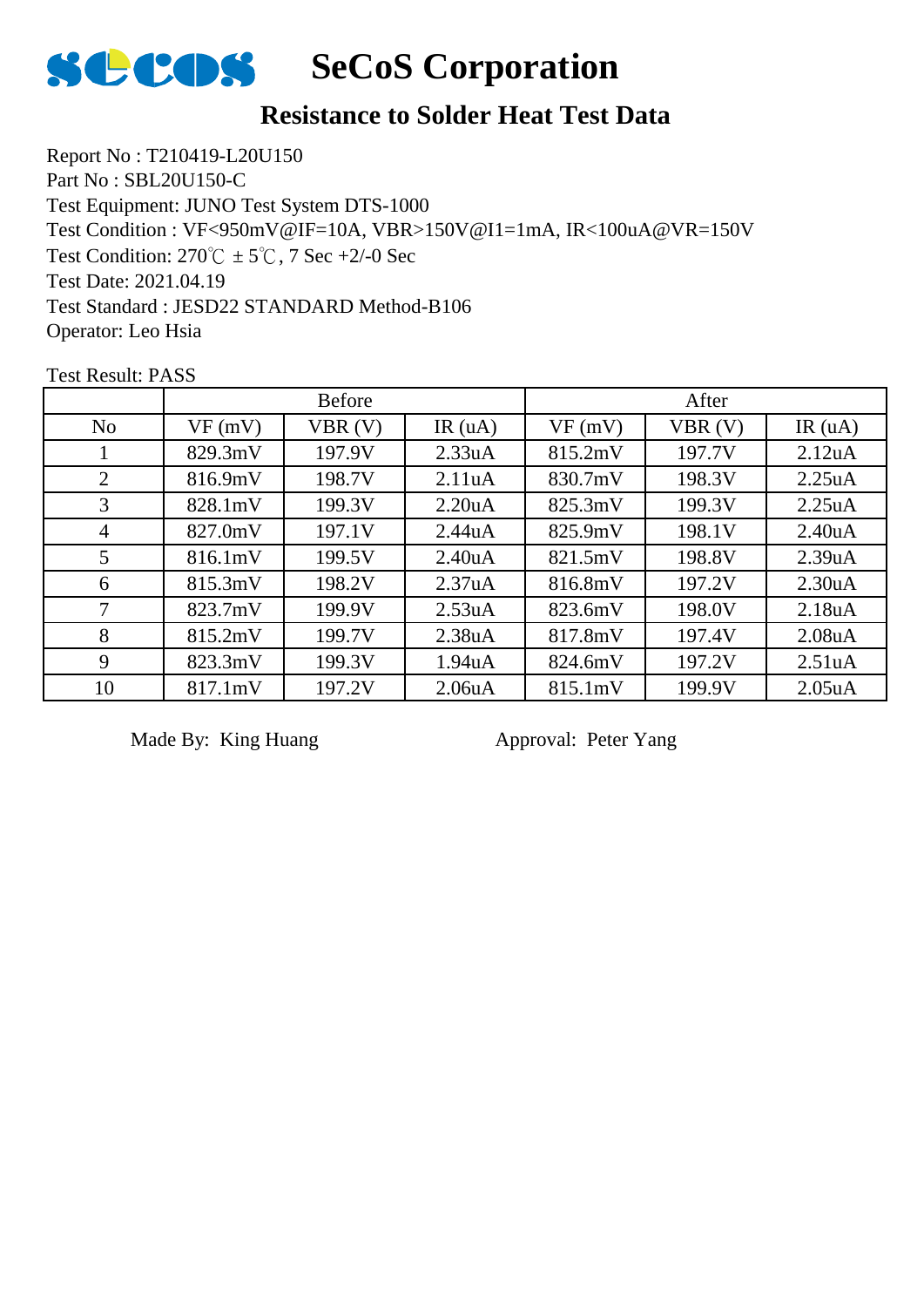# SeCoS Corporation

## Resistance to Solder Heat Test Data

Report No : T210419-L20U150
Part No : SBL20U150-C
Test Equipment: JUNO Test System DTS-1000
Test Condition : VF<950mV@IF=10A, VBR>150V@I1=1mA, IR<100uA@VR=150V
Test Condition: 270℃ ± 5℃, 7 Sec +2/-0 Sec
Test Date: 2021.04.19
Test Standard : JESD22 STANDARD Method-B106
Operator: Leo Hsia

Test Result: PASS

| | Before | | | After | | |
|---|---|---|---|---|---|---|
| No | VF (mV) | VBR (V) | IR (uA) | VF (mV) | VBR (V) | IR (uA) |
| 1 | 829.3mV | 197.9V | 2.33uA | 815.2mV | 197.7V | 2.12uA |
| 2 | 816.9mV | 198.7V | 2.11uA | 830.7mV | 198.3V | 2.25uA |
| 3 | 828.1mV | 199.3V | 2.20uA | 825.3mV | 199.3V | 2.25uA |
| 4 | 827.0mV | 197.1V | 2.44uA | 825.9mV | 198.1V | 2.40uA |
| 5 | 816.1mV | 199.5V | 2.40uA | 821.5mV | 198.8V | 2.39uA |
| 6 | 815.3mV | 198.2V | 2.37uA | 816.8mV | 197.2V | 2.30uA |
| 7 | 823.7mV | 199.9V | 2.53uA | 823.6mV | 198.0V | 2.18uA |
| 8 | 815.2mV | 199.7V | 2.38uA | 817.8mV | 197.4V | 2.08uA |
| 9 | 823.3mV | 199.3V | 1.94uA | 824.6mV | 197.2V | 2.51uA |
| 10 | 817.1mV | 197.2V | 2.06uA | 815.1mV | 199.9V | 2.05uA |

Made By: King Huang　　　　Approval: Peter Yang